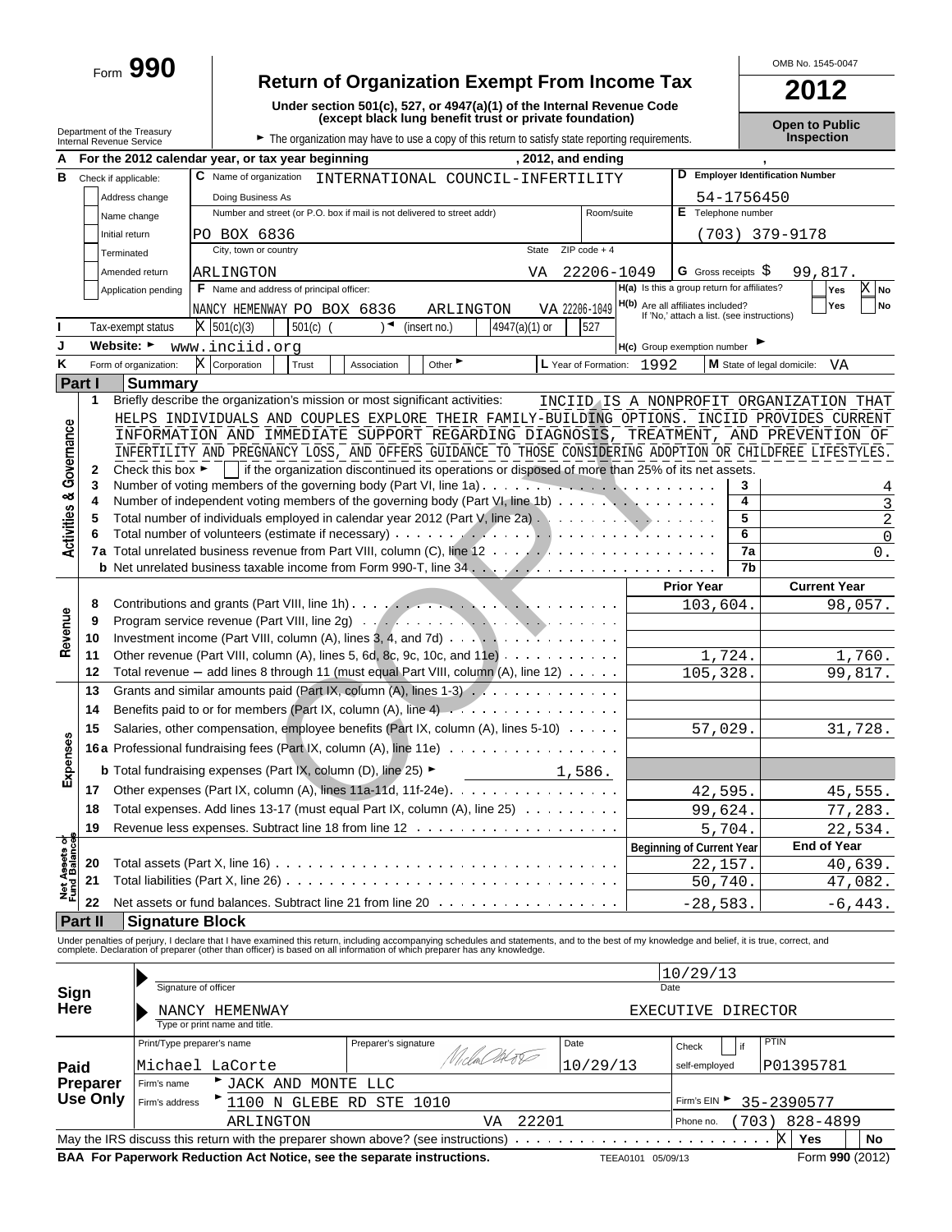Form **990**

# Return of Organization Exempt From Income Tax

**Under section 501(c), 527, or 4947(a)(1) of the Internal Revenue Code (except black lung benefit trust or private foundation)**

Department of the Treasury
Internal Revenue Service

► The organization may have to use a copy of this return to satisfy state reporting requirements.

OMB No. 1545-0047

**2012**

**Open to Public Inspection**

**A** For the 2012 calendar year, or tax year beginning , 2012, and ending ,

**B** Check if applicable:
- Address change
- Name change
- Initial return
- Terminated
- Amended return
- Application pending

**C** Name of organization: INTERNATIONAL COUNCIL-INFERTILITY

Doing Business As

Number and street (or P.O. box if mail is not delivered to street addr): PO BOX 6836 — Room/suite

City, town or country: ARLINGTON — State: VA — ZIP code + 4: 22206-1049

**D** Employer Identification Number: 54-1756450

**E** Telephone number: (703) 379-9178

**G** Gross receipts $ 99,817.

**F** Name and address of principal officer: NANCY HEMENWAY PO BOX 6836 ARLINGTON VA 22206-1049

**H(a)** Is this a group return for affiliates? Yes [ ] No [X]

**H(b)** Are all affiliates included? Yes [ ] No [ ] If 'No,' attach a list. (see instructions)

**I** Tax-exempt status: [X] 501(c)(3) [ ] 501(c) ( ) ◄ (insert no.) [ ] 4947(a)(1) or [ ] 527

**J** Website: ► www.inciid.org

**H(c)** Group exemption number ►

**K** Form of organization: [X] Corporation [ ] Trust [ ] Association [ ] Other ►

**L** Year of Formation: 1992 **M** State of legal domicile: VA

## Part I Summary

**Activities & Governance**

1 Briefly describe the organization's mission or most significant activities: INCIID IS A NONPROFIT ORGANIZATION THAT HELPS INDIVIDUALS AND COUPLES EXPLORE THEIR FAMILY-BUILDING OPTIONS. INCIID PROVIDES CURRENT INFORMATION AND IMMEDIATE SUPPORT REGARDING DIAGNOSIS, TREATMENT, AND PREVENTION OF INFERTILITY AND PREGNANCY LOSS, AND OFFERS GUIDANCE TO THOSE CONSIDERING ADOPTION OR CHILDFREE LIFESTYLES.

2 Check this box ► [ ] if the organization discontinued its operations or disposed of more than 25% of its net assets.

| | | | |
|---|---|---|---|
| 3 | Number of voting members of the governing body (Part VI, line 1a) | 3 | 4 |
| 4 | Number of independent voting members of the governing body (Part VI, line 1b) | 4 | 3 |
| 5 | Total number of individuals employed in calendar year 2012 (Part V, line 2a) | 5 | 2 |
| 6 | Total number of volunteers (estimate if necessary) | 6 | 0 |
| 7a | Total unrelated business revenue from Part VIII, column (C), line 12 | 7a | 0. |
| b | Net unrelated business taxable income from Form 990-T, line 34 | 7b | |

| | | | Prior Year | Current Year |
|---|---|---|---|---|
| **Revenue** | 8 | Contributions and grants (Part VIII, line 1h) | 103,604. | 98,057. |
| | 9 | Program service revenue (Part VIII, line 2g) | | |
| | 10 | Investment income (Part VIII, column (A), lines 3, 4, and 7d) | | |
| | 11 | Other revenue (Part VIII, column (A), lines 5, 6d, 8c, 9c, 10c, and 11e) | 1,724. | 1,760. |
| | 12 | Total revenue – add lines 8 through 11 (must equal Part VIII, column (A), line 12) | 105,328. | 99,817. |
| **Expenses** | 13 | Grants and similar amounts paid (Part IX, column (A), lines 1-3) | | |
| | 14 | Benefits paid to or for members (Part IX, column (A), line 4) | | |
| | 15 | Salaries, other compensation, employee benefits (Part IX, column (A), lines 5-10) | 57,029. | 31,728. |
| | 16a | Professional fundraising fees (Part IX, column (A), line 11e) | | |
| | b | Total fundraising expenses (Part IX, column (D), line 25) ► 1,586. | | |
| | 17 | Other expenses (Part IX, column (A), lines 11a-11d, 11f-24e) | 42,595. | 45,555. |
| | 18 | Total expenses. Add lines 13-17 (must equal Part IX, column (A), line 25) | 99,624. | 77,283. |
| | 19 | Revenue less expenses. Subtract line 18 from line 12 | 5,704. | 22,534. |
| | | | **Beginning of Current Year** | **End of Year** |
| **Net Assets or Fund Balances** | 20 | Total assets (Part X, line 16) | 22,157. | 40,639. |
| | 21 | Total liabilities (Part X, line 26) | 50,740. | 47,082. |
| | 22 | Net assets or fund balances. Subtract line 21 from line 20 | -28,583. | -6,443. |

## Part II Signature Block

Under penalties of perjury, I declare that I have examined this return, including accompanying schedules and statements, and to the best of my knowledge and belief, it is true, correct, and complete. Declaration of preparer (other than officer) is based on all information of which preparer has any knowledge.

**Sign Here**

Signature of officer — Date: 10/29/13

NANCY HEMENWAY — EXECUTIVE DIRECTOR
Type or print name and title.

**Paid Preparer Use Only**

| Print/Type preparer's name | Preparer's signature | Date | Check [ ] if self-employed | PTIN |
|---|---|---|---|---|
| Michael LaCorte | Michael LaCorte | 10/29/13 | | P01395781 |

Firm's name ► JACK AND MONTE LLC

Firm's address ► 1100 N GLEBE RD STE 1010, ARLINGTON VA 22201

Firm's EIN ► 35-2390577

Phone no. (703) 828-4899

May the IRS discuss this return with the preparer shown above? (see instructions) [X] Yes [ ] No

**BAA For Paperwork Reduction Act Notice, see the separate instructions.** TEEA0101 05/09/13 Form **990** (2012)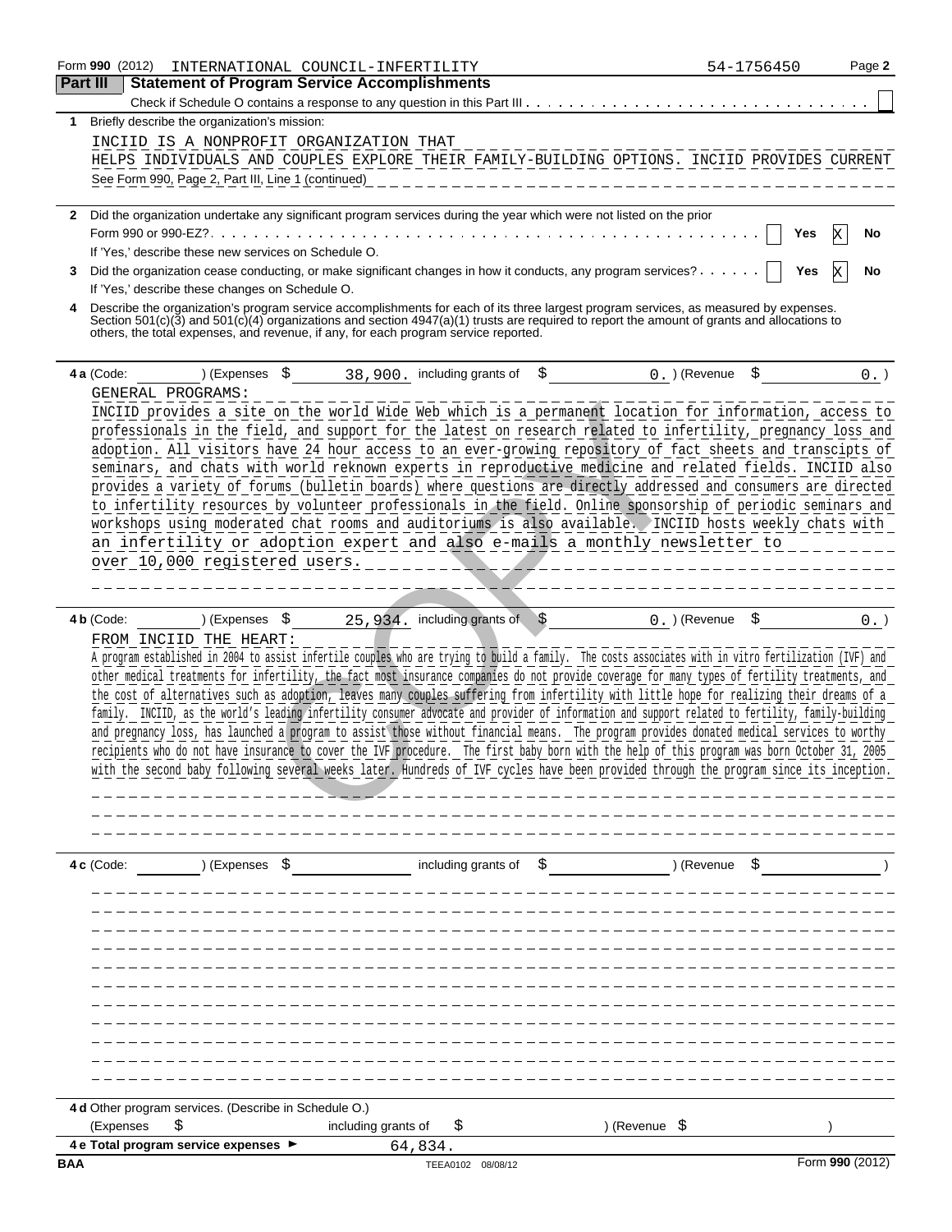Form 990 (2012) INTERNATIONAL COUNCIL-INFERTILITY 54-1756450 Page 2

## Part III Statement of Program Service Accomplishments

Check if Schedule O contains a response to any question in this Part III . . . ☐

**1** Briefly describe the organization's mission:

INCIID IS A NONPROFIT ORGANIZATION THAT HELPS INDIVIDUALS AND COUPLES EXPLORE THEIR FAMILY-BUILDING OPTIONS. INCIID PROVIDES CURRENT

See Form 990, Page 2, Part III, Line 1 (continued)

**2** Did the organization undertake any significant program services during the year which were not listed on the prior Form 990 or 990-EZ? . . . ☐ Yes ☒ No

If 'Yes,' describe these new services on Schedule O.

**3** Did the organization cease conducting, or make significant changes in how it conducts, any program services? . . . ☐ Yes ☒ No

If 'Yes,' describe these changes on Schedule O.

**4** Describe the organization's program service accomplishments for each of its three largest program services, as measured by expenses. Section 501(c)(3) and 501(c)(4) organizations and section 4947(a)(1) trusts are required to report the amount of grants and allocations to others, the total expenses, and revenue, if any, for each program service reported.

**4 a** (Code: ) (Expenses $ 38,900. including grants of $ 0. ) (Revenue $ 0. )

GENERAL PROGRAMS:
INCIID provides a site on the world Wide Web which is a permanent location for information, access to professionals in the field, and support for the latest on research related to infertility, pregnancy loss and adoption. All visitors have 24 hour access to an ever-growing repository of fact sheets and transcipts of seminars, and chats with world reknown experts in reproductive medicine and related fields. INCIID also provides a variety of forums (bulletin boards) where questions are directly addressed and consumers are directed to infertility resources by volunteer professionals in the field. Online sponsorship of periodic seminars and workshops using moderated chat rooms and auditoriums is also available. INCIID hosts weekly chats with an infertility or adoption expert and also e-mails a monthly newsletter to over 10,000 registered users.

**4 b** (Code: ) (Expenses $ 25,934. including grants of $ 0. ) (Revenue $ 0. )

FROM INCIID THE HEART:
A program established in 2004 to assist infertile couples who are trying to build a family. The costs associates with in vitro fertilization (IVF) and other medical treatments for infertility, the fact most insurance companies do not provide coverage for many types of fertility treatments, and the cost of alternatives such as adoption, leaves many couples suffering from infertility with little hope for realizing their dreams of a family. INCIID, as the world's leading infertility consumer advocate and provider of information and support related to fertility, family-building and pregnancy loss, has launched a program to assist those without financial means. The program provides donated medical services to worthy recipients who do not have insurance to cover the IVF procedure. The first baby born with the help of this program was born October 31, 2005 with the second baby following several weeks later. Hundreds of IVF cycles have been provided through the program since its inception.

**4 c** (Code: ) (Expenses $ including grants of $ ) (Revenue $ )

**4 d** Other program services. (Describe in Schedule O.)
(Expenses $ including grants of $ ) (Revenue $ )

**4 e Total program service expenses** ► 64,834.

BAA TEEA0102 08/08/12 Form 990 (2012)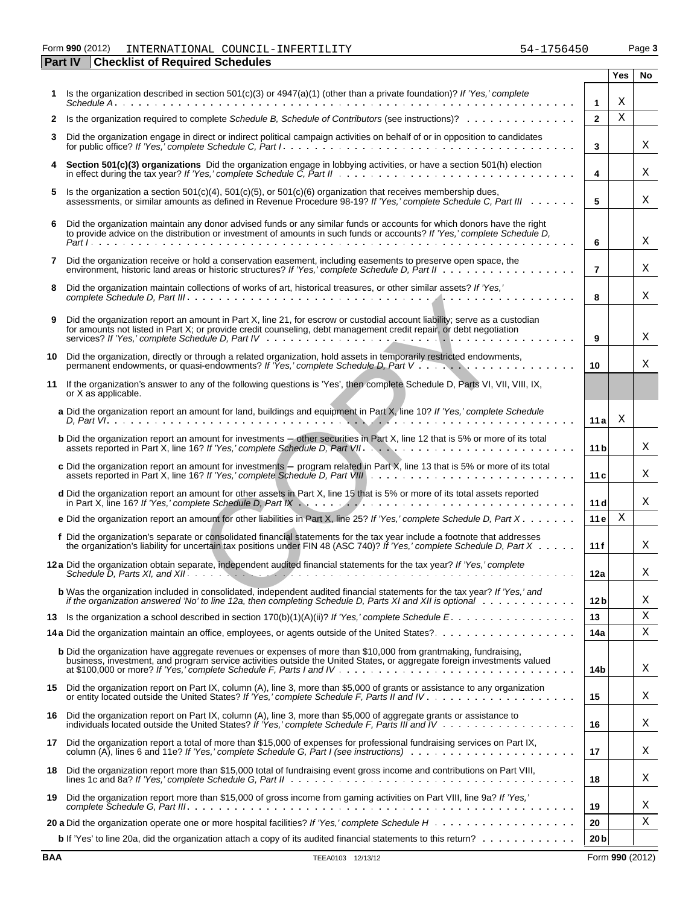Form 990 (2012) INTERNATIONAL COUNCIL-INFERTILITY 54-1756450

## Part IV Checklist of Required Schedules

| | | | Yes | No |
|---|---|---|---|---|
| 1 | Is the organization described in section 501(c)(3) or 4947(a)(1) (other than a private foundation)? *If 'Yes,' complete Schedule A* | 1 | X | |
| 2 | Is the organization required to complete *Schedule B, Schedule of Contributors* (see instructions)? | 2 | X | |
| 3 | Did the organization engage in direct or indirect political campaign activities on behalf of or in opposition to candidates for public office? *If 'Yes,' complete Schedule C, Part I* | 3 | | X |
| 4 | **Section 501(c)(3) organizations** Did the organization engage in lobbying activities, or have a section 501(h) election in effect during the tax year? *If 'Yes,' complete Schedule C, Part II* | 4 | | X |
| 5 | Is the organization a section 501(c)(4), 501(c)(5), or 501(c)(6) organization that receives membership dues, assessments, or similar amounts as defined in Revenue Procedure 98-19? *If 'Yes,' complete Schedule C, Part III* | 5 | | X |
| 6 | Did the organization maintain any donor advised funds or any similar funds or accounts for which donors have the right to provide advice on the distribution or investment of amounts in such funds or accounts? *If 'Yes,' complete Schedule D, Part I* | 6 | | X |
| 7 | Did the organization receive or hold a conservation easement, including easements to preserve open space, the environment, historic land areas or historic structures? *If 'Yes,' complete Schedule D, Part II* | 7 | | X |
| 8 | Did the organization maintain collections of works of art, historical treasures, or other similar assets? *If 'Yes,' complete Schedule D, Part III* | 8 | | X |
| 9 | Did the organization report an amount in Part X, line 21, for escrow or custodial account liability; serve as a custodian for amounts not listed in Part X; or provide credit counseling, debt management credit repair, or debt negotiation services? *If 'Yes,' complete Schedule D, Part IV* | 9 | | X |
| 10 | Did the organization, directly or through a related organization, hold assets in temporarily restricted endowments, permanent endowments, or quasi-endowments? *If 'Yes,' complete Schedule D, Part V* | 10 | | X |
| 11 | If the organization's answer to any of the following questions is 'Yes', then complete Schedule D, Parts VI, VII, VIII, IX, or X as applicable. | | | |
| | **a** Did the organization report an amount for land, buildings and equipment in Part X, line 10? *If 'Yes,' complete Schedule D, Part VI* | 11a | X | |
| | **b** Did the organization report an amount for investments – other securities in Part X, line 12 that is 5% or more of its total assets reported in Part X, line 16? *If 'Yes,' complete Schedule D, Part VII* | 11b | | X |
| | **c** Did the organization report an amount for investments – program related in Part X, line 13 that is 5% or more of its total assets reported in Part X, line 16? *If 'Yes,' complete Schedule D, Part VIII* | 11c | | X |
| | **d** Did the organization report an amount for other assets in Part X, line 15 that is 5% or more of its total assets reported in Part X, line 16? *If 'Yes,' complete Schedule D, Part IX* | 11d | | X |
| | **e** Did the organization report an amount for other liabilities in Part X, line 25? *If 'Yes,' complete Schedule D, Part X* | 11e | X | |
| | **f** Did the organization's separate or consolidated financial statements for the tax year include a footnote that addresses the organization's liability for uncertain tax positions under FIN 48 (ASC 740)? *If 'Yes,' complete Schedule D, Part X* | 11f | | X |
| 12a | Did the organization obtain separate, independent audited financial statements for the tax year? *If 'Yes,' complete Schedule D, Parts XI, and XII* | 12a | | X |
| | **b** Was the organization included in consolidated, independent audited financial statements for the tax year? *If 'Yes,' and if the organization answered 'No' to line 12a, then completing Schedule D, Parts XI and XII is optional* | 12b | | X |
| 13 | Is the organization a school described in section 170(b)(1)(A)(ii)? *If 'Yes,' complete Schedule E* | 13 | | X |
| 14a | Did the organization maintain an office, employees, or agents outside of the United States? | 14a | | X |
| | **b** Did the organization have aggregate revenues or expenses of more than $10,000 from grantmaking, fundraising, business, investment, and program service activities outside the United States, or aggregate foreign investments valued at $100,000 or more? *If 'Yes,' complete Schedule F, Parts I and IV* | 14b | | X |
| 15 | Did the organization report on Part IX, column (A), line 3, more than $5,000 of grants or assistance to any organization or entity located outside the United States? *If 'Yes,' complete Schedule F, Parts II and IV* | 15 | | X |
| 16 | Did the organization report on Part IX, column (A), line 3, more than $5,000 of aggregate grants or assistance to individuals located outside the United States? *If 'Yes,' complete Schedule F, Parts III and IV* | 16 | | X |
| 17 | Did the organization report a total of more than $15,000 of expenses for professional fundraising services on Part IX, column (A), lines 6 and 11e? *If 'Yes,' complete Schedule G, Part I (see instructions)* | 17 | | X |
| 18 | Did the organization report more than $15,000 total of fundraising event gross income and contributions on Part VIII, lines 1c and 8a? *If 'Yes,' complete Schedule G, Part II* | 18 | | X |
| 19 | Did the organization report more than $15,000 of gross income from gaming activities on Part VIII, line 9a? *If 'Yes,' complete Schedule G, Part III* | 19 | | X |
| 20a | Did the organization operate one or more hospital facilities? *If 'Yes,' complete Schedule H* | 20 | | X |
| | **b** If 'Yes' to line 20a, did the organization attach a copy of its audited financial statements to this return? | 20b | | |

BAA TEEA0103 12/13/12 Form 990 (2012)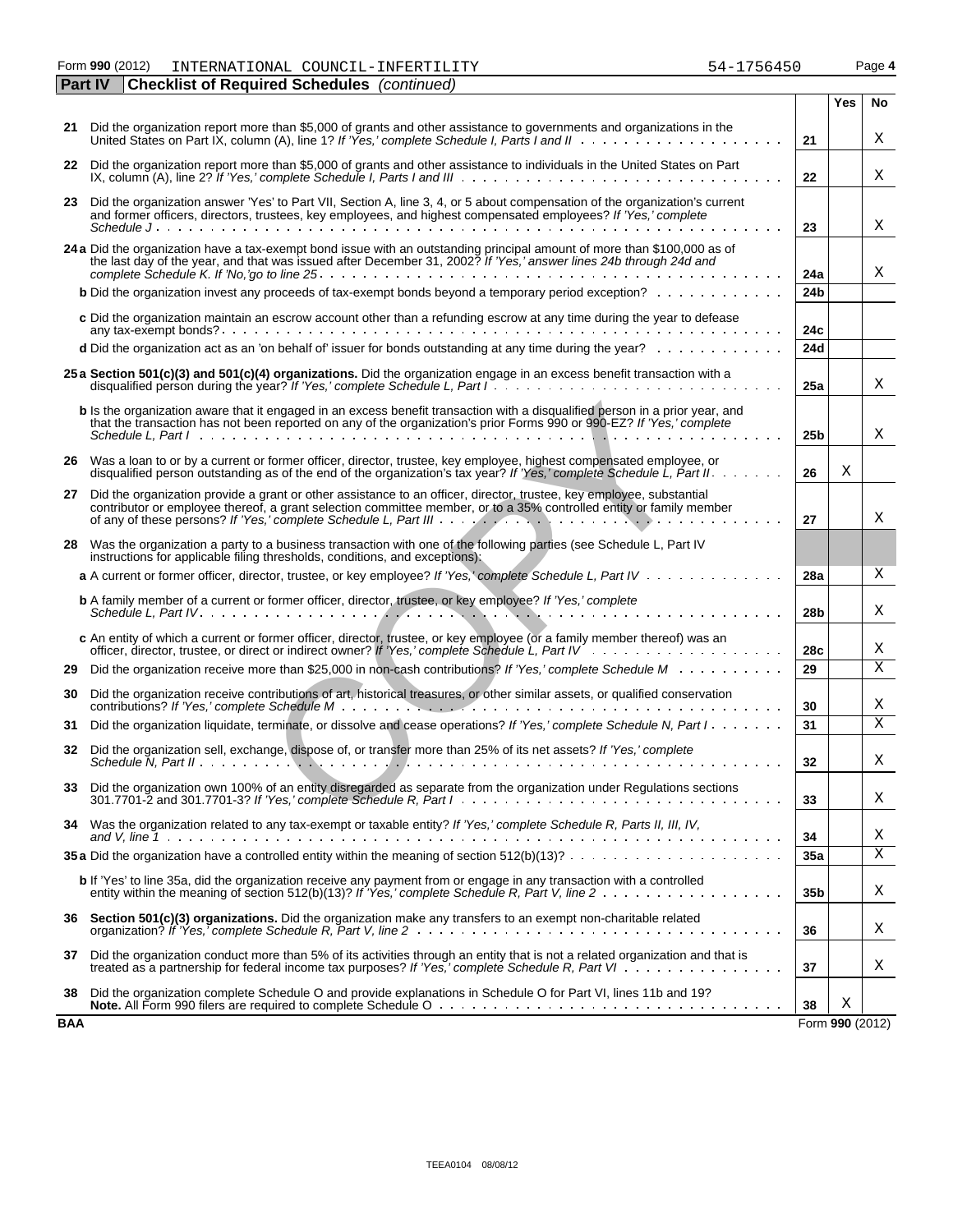Form **990** (2012) INTERNATIONAL COUNCIL-INFERTILITY 54-1756450 Page **4**

**Part IV** **Checklist of Required Schedules** *(continued)*

| | | | Yes | No |
|---|---|---|---|---|
| 21 | Did the organization report more than $5,000 of grants and other assistance to governments and organizations in the United States on Part IX, column (A), line 1? *If 'Yes,' complete Schedule I, Parts I and II* | 21 | | X |
| 22 | Did the organization report more than $5,000 of grants and other assistance to individuals in the United States on Part IX, column (A), line 2? *If 'Yes,' complete Schedule I, Parts I and III* | 22 | | X |
| 23 | Did the organization answer 'Yes' to Part VII, Section A, line 3, 4, or 5 about compensation of the organization's current and former officers, directors, trustees, key employees, and highest compensated employees? *If 'Yes,' complete Schedule J* | 23 | | X |
| 24a | Did the organization have a tax-exempt bond issue with an outstanding principal amount of more than $100,000 as of the last day of the year, and that was issued after December 31, 2002? *If 'Yes,' answer lines 24b through 24d and complete Schedule K. If 'No,' go to line 25* | 24a | | X |
| b | Did the organization invest any proceeds of tax-exempt bonds beyond a temporary period exception? | 24b | | |
| c | Did the organization maintain an escrow account other than a refunding escrow at any time during the year to defease any tax-exempt bonds? | 24c | | |
| d | Did the organization act as an 'on behalf of' issuer for bonds outstanding at any time during the year? | 24d | | |
| 25a | **Section 501(c)(3) and 501(c)(4) organizations.** Did the organization engage in an excess benefit transaction with a disqualified person during the year? *If 'Yes,' complete Schedule L, Part I* | 25a | | X |
| b | Is the organization aware that it engaged in an excess benefit transaction with a disqualified person in a prior year, and that the transaction has not been reported on any of the organization's prior Forms 990 or 990-EZ? *If 'Yes,' complete Schedule L, Part I* | 25b | | X |
| 26 | Was a loan to or by a current or former officer, director, trustee, key employee, highest compensated employee, or disqualified person outstanding as of the end of the organization's tax year? *If 'Yes,' complete Schedule L, Part II* | 26 | X | |
| 27 | Did the organization provide a grant or other assistance to an officer, director, trustee, key employee, substantial contributor or employee thereof, a grant selection committee member, or to a 35% controlled entity or family member of any of these persons? *If 'Yes,' complete Schedule L, Part III* | 27 | | X |
| 28 | Was the organization a party to a business transaction with one of the following parties (see Schedule L, Part IV instructions for applicable filing thresholds, conditions, and exceptions): | | | |
| a | A current or former officer, director, trustee, or key employee? *If 'Yes,' complete Schedule L, Part IV* | 28a | | X |
| b | A family member of a current or former officer, director, trustee, or key employee? *If 'Yes,' complete Schedule L, Part IV* | 28b | | X |
| c | An entity of which a current or former officer, director, trustee, or key employee (or a family member thereof) was an officer, director, trustee, or direct or indirect owner? *If 'Yes,' complete Schedule L, Part IV* | 28c | | X |
| 29 | Did the organization receive more than $25,000 in non-cash contributions? *If 'Yes,' complete Schedule M* | 29 | | X |
| 30 | Did the organization receive contributions of art, historical treasures, or other similar assets, or qualified conservation contributions? *If 'Yes,' complete Schedule M* | 30 | | X |
| 31 | Did the organization liquidate, terminate, or dissolve and cease operations? *If 'Yes,' complete Schedule N, Part I* | 31 | | X |
| 32 | Did the organization sell, exchange, dispose of, or transfer more than 25% of its net assets? *If 'Yes,' complete Schedule N, Part II* | 32 | | X |
| 33 | Did the organization own 100% of an entity disregarded as separate from the organization under Regulations sections 301.7701-2 and 301.7701-3? *If 'Yes,' complete Schedule R, Part I* | 33 | | X |
| 34 | Was the organization related to any tax-exempt or taxable entity? *If 'Yes,' complete Schedule R, Parts II, III, IV, and V, line 1* | 34 | | X |
| 35a | Did the organization have a controlled entity within the meaning of section 512(b)(13)? | 35a | | X |
| b | If 'Yes' to line 35a, did the organization receive any payment from or engage in any transaction with a controlled entity within the meaning of section 512(b)(13)? *If 'Yes,' complete Schedule R, Part V, line 2* | 35b | | X |
| 36 | **Section 501(c)(3) organizations.** Did the organization make any transfers to an exempt non-charitable related organization? *If 'Yes,' complete Schedule R, Part V, line 2* | 36 | | X |
| 37 | Did the organization conduct more than 5% of its activities through an entity that is not a related organization and that is treated as a partnership for federal income tax purposes? *If 'Yes,' complete Schedule R, Part VI* | 37 | | X |
| 38 | Did the organization complete Schedule O and provide explanations in Schedule O for Part VI, lines 11b and 19? **Note.** All Form 990 filers are required to complete Schedule O | 38 | X | |

**BAA** Form **990** (2012)

TEEA0104 08/08/12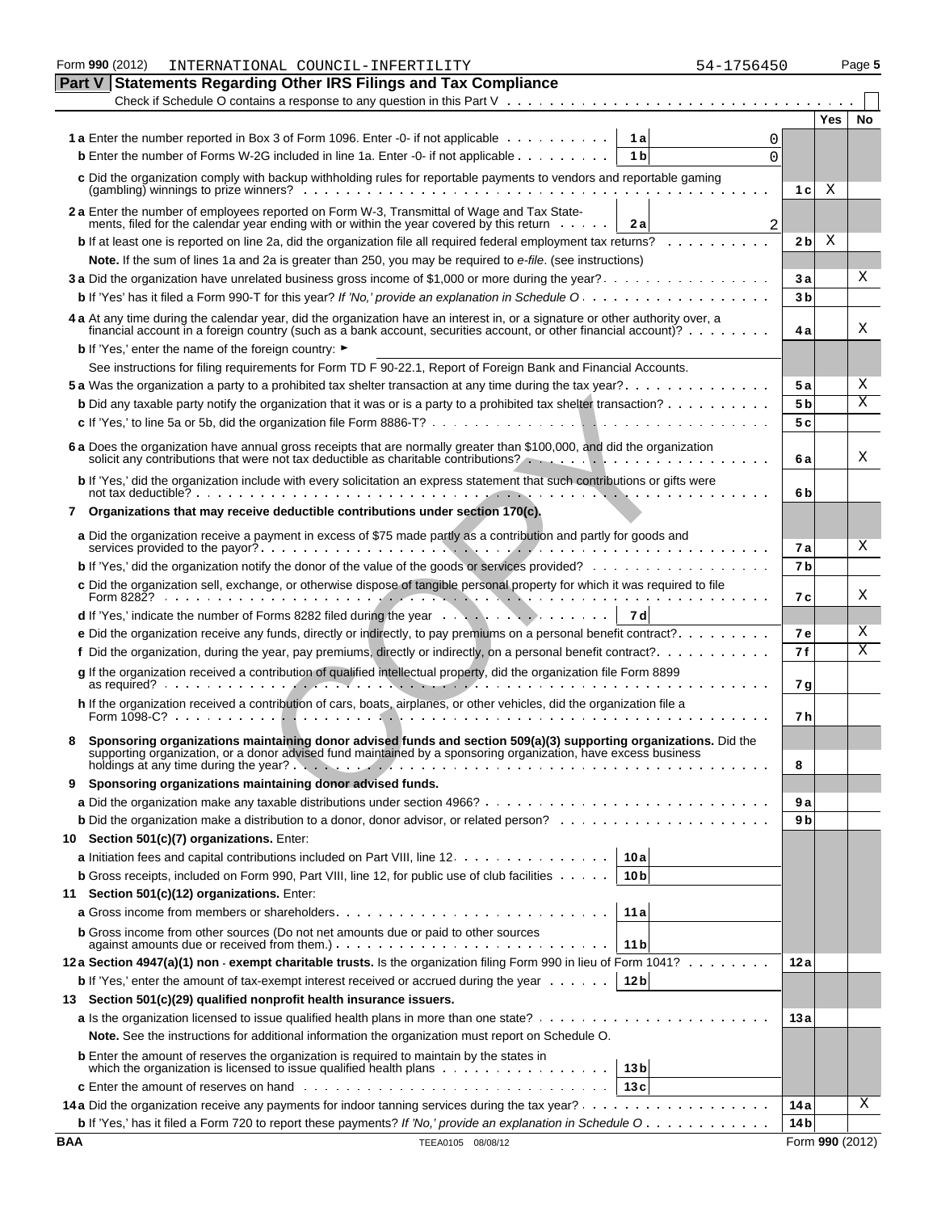Form 990 (2012) INTERNATIONAL COUNCIL-INFERTILITY 54-1756450 Page 5

## Part V Statements Regarding Other IRS Filings and Tax Compliance

Check if Schedule O contains a response to any question in this Part V . . . . . . . . . . . . . . . . . . . . . . . . . . . . . . . . . . . . [ ]

| | | | Line | Yes | No |
|---|---|---|---|---|---|
| **1 a** Enter the number reported in Box 3 of Form 1096. Enter -0- if not applicable | 1 a | 0 | | | |
| **b** Enter the number of Forms W-2G included in line 1a. Enter -0- if not applicable | 1 b | 0 | | | |
| **c** Did the organization comply with backup withholding rules for reportable payments to vendors and reportable gaming (gambling) winnings to prize winners? | | | 1 c | X | |
| **2 a** Enter the number of employees reported on Form W-3, Transmittal of Wage and Tax Statements, filed for the calendar year ending with or within the year covered by this return | 2 a | 2 | | | |
| **b** If at least one is reported on line 2a, did the organization file all required federal employment tax returns? | | | 2 b | X | |
| **Note.** If the sum of lines 1a and 2a is greater than 250, you may be required to *e-file*. (see instructions) | | | | | |
| **3 a** Did the organization have unrelated business gross income of $1,000 or more during the year? | | | 3 a | | X |
| **b** If 'Yes' has it filed a Form 990-T for this year? *If 'No,' provide an explanation in Schedule O* | | | 3 b | | |
| **4 a** At any time during the calendar year, did the organization have an interest in, or a signature or other authority over, a financial account in a foreign country (such as a bank account, securities account, or other financial account)? | | | 4 a | | X |
| **b** If 'Yes,' enter the name of the foreign country: ► | | | | | |
| See instructions for filing requirements for Form TD F 90-22.1, Report of Foreign Bank and Financial Accounts. | | | | | |
| **5 a** Was the organization a party to a prohibited tax shelter transaction at any time during the tax year? | | | 5 a | | X |
| **b** Did any taxable party notify the organization that it was or is a party to a prohibited tax shelter transaction? | | | 5 b | | X |
| **c** If 'Yes,' to line 5a or 5b, did the organization file Form 8886-T? | | | 5 c | | |
| **6 a** Does the organization have annual gross receipts that are normally greater than $100,000, and did the organization solicit any contributions that were not tax deductible as charitable contributions? | | | 6 a | | X |
| **b** If 'Yes,' did the organization include with every solicitation an express statement that such contributions or gifts were not tax deductible? | | | 6 b | | |
| **7 Organizations that may receive deductible contributions under section 170(c).** | | | | | |
| **a** Did the organization receive a payment in excess of $75 made partly as a contribution and partly for goods and services provided to the payor? | | | 7 a | | X |
| **b** If 'Yes,' did the organization notify the donor of the value of the goods or services provided? | | | 7 b | | |
| **c** Did the organization sell, exchange, or otherwise dispose of tangible personal property for which it was required to file Form 8282? | | | 7 c | | X |
| **d** If 'Yes,' indicate the number of Forms 8282 filed during the year | 7 d | | | | |
| **e** Did the organization receive any funds, directly or indirectly, to pay premiums on a personal benefit contract? | | | 7 e | | X |
| **f** Did the organization, during the year, pay premiums, directly or indirectly, on a personal benefit contract? | | | 7 f | | X |
| **g** If the organization received a contribution of qualified intellectual property, did the organization file Form 8899 as required? | | | 7 g | | |
| **h** If the organization received a contribution of cars, boats, airplanes, or other vehicles, did the organization file a Form 1098-C? | | | 7 h | | |
| **8 Sponsoring organizations maintaining donor advised funds and section 509(a)(3) supporting organizations.** Did the supporting organization, or a donor advised fund maintained by a sponsoring organization, have excess business holdings at any time during the year? | | | 8 | | |
| **9 Sponsoring organizations maintaining donor advised funds.** | | | | | |
| **a** Did the organization make any taxable distributions under section 4966? | | | 9 a | | |
| **b** Did the organization make a distribution to a donor, donor advisor, or related person? | | | 9 b | | |
| **10 Section 501(c)(7) organizations.** Enter: | | | | | |
| **a** Initiation fees and capital contributions included on Part VIII, line 12 | 10 a | | | | |
| **b** Gross receipts, included on Form 990, Part VIII, line 12, for public use of club facilities | 10 b | | | | |
| **11 Section 501(c)(12) organizations.** Enter: | | | | | |
| **a** Gross income from members or shareholders | 11 a | | | | |
| **b** Gross income from other sources (Do not net amounts due or paid to other sources against amounts due or received from them.) | 11 b | | | | |
| **12 a Section 4947(a)(1) non - exempt charitable trusts.** Is the organization filing Form 990 in lieu of Form 1041? | | | 12 a | | |
| **b** If 'Yes,' enter the amount of tax-exempt interest received or accrued during the year | 12 b | | | | |
| **13 Section 501(c)(29) qualified nonprofit health insurance issuers.** | | | | | |
| **a** Is the organization licensed to issue qualified health plans in more than one state? | | | 13 a | | |
| **Note.** See the instructions for additional information the organization must report on Schedule O. | | | | | |
| **b** Enter the amount of reserves the organization is required to maintain by the states in which the organization is licensed to issue qualified health plans | 13 b | | | | |
| **c** Enter the amount of reserves on hand | 13 c | | | | |
| **14 a** Did the organization receive any payments for indoor tanning services during the tax year? | | | 14 a | | X |
| **b** If 'Yes,' has it filed a Form 720 to report these payments? *If 'No,' provide an explanation in Schedule O* | | | 14 b | | |

BAA TEEA0105 08/08/12 Form 990 (2012)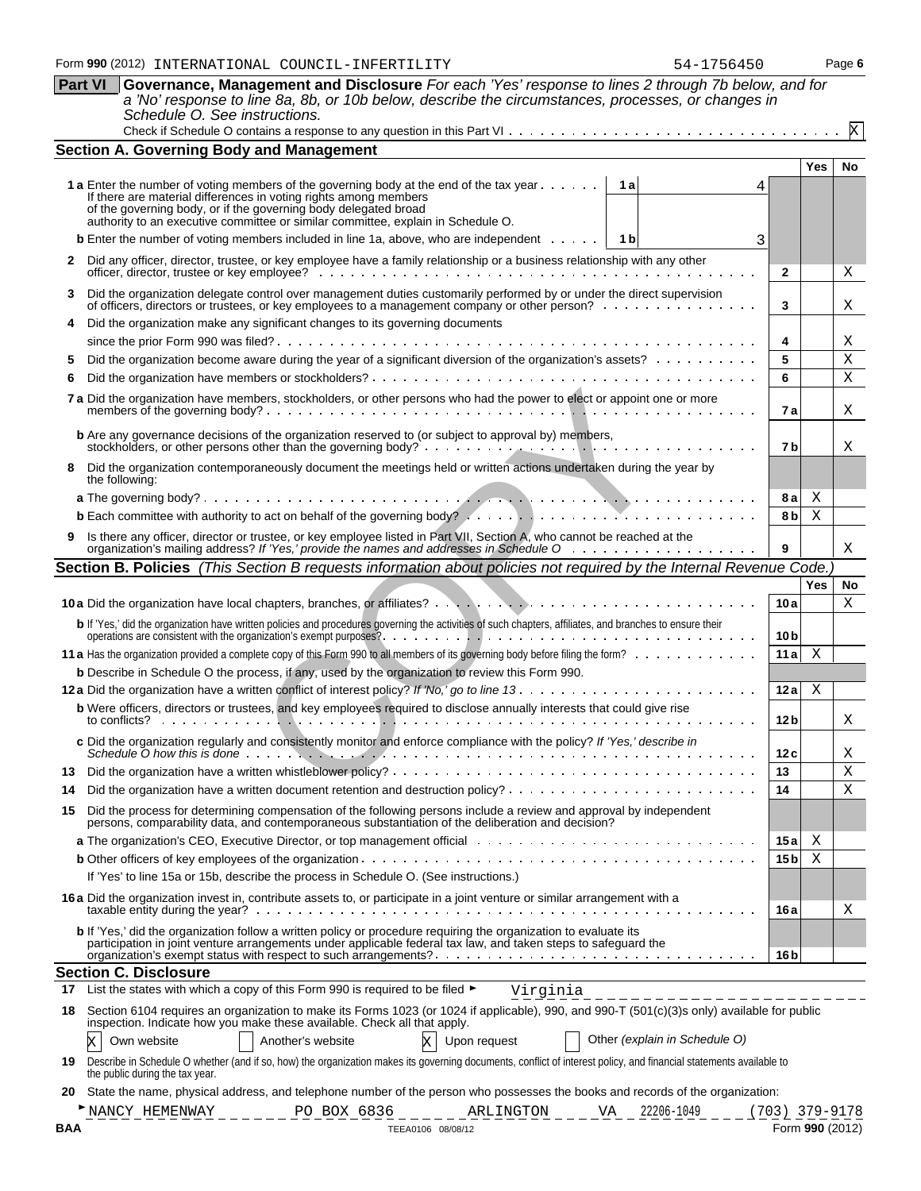Form **990** (2012) INTERNATIONAL COUNCIL-INFERTILITY 54-1756450 Page **6**

**Part VI** **Governance, Management and Disclosure** *For each 'Yes' response to lines 2 through 7b below, and for a 'No' response to line 8a, 8b, or 10b below, describe the circumstances, processes, or changes in Schedule O. See instructions.*

Check if Schedule O contains a response to any question in this Part VI . . . . . X

## Section A. Governing Body and Management

| | | | Yes | No |
|---|---|---|---|---|
| **1a** Enter the number of voting members of the governing body at the end of the tax year . . . If there are material differences in voting rights among members of the governing body, or if the governing body delegated broad authority to an executive committee or similar committee, explain in Schedule O. | 1a: 4 | | | |
| **b** Enter the number of voting members included in line 1a, above, who are independent . . . | 1b: 3 | | | |
| **2** Did any officer, director, trustee, or key employee have a family relationship or a business relationship with any other officer, director, trustee or key employee? | | 2 | | X |
| **3** Did the organization delegate control over management duties customarily performed by or under the direct supervision of officers, directors or trustees, or key employees to a management company or other person? | | 3 | | X |
| **4** Did the organization make any significant changes to its governing documents since the prior Form 990 was filed? | | 4 | | X |
| **5** Did the organization become aware during the year of a significant diversion of the organization's assets? | | 5 | | X |
| **6** Did the organization have members or stockholders? | | 6 | | X |
| **7a** Did the organization have members, stockholders, or other persons who had the power to elect or appoint one or more members of the governing body? | | 7a | | X |
| **b** Are any governance decisions of the organization reserved to (or subject to approval by) members, stockholders, or other persons other than the governing body? | | 7b | | X |
| **8** Did the organization contemporaneously document the meetings held or written actions undertaken during the year by the following: | | | | |
| **a** The governing body? | | 8a | X | |
| **b** Each committee with authority to act on behalf of the governing body? | | 8b | X | |
| **9** Is there any officer, director or trustee, or key employee listed in Part VII, Section A, who cannot be reached at the organization's mailing address? *If 'Yes,' provide the names and addresses in Schedule O* | | 9 | | X |

## Section B. Policies *(This Section B requests information about policies not required by the Internal Revenue Code.)*

| | | Yes | No |
|---|---|---|---|
| **10a** Did the organization have local chapters, branches, or affiliates? | 10a | | X |
| **b** If 'Yes,' did the organization have written policies and procedures governing the activities of such chapters, affiliates, and branches to ensure their operations are consistent with the organization's exempt purposes? | 10b | | |
| **11a** Has the organization provided a complete copy of this Form 990 to all members of its governing body before filing the form? | 11a | X | |
| **b** Describe in Schedule O the process, if any, used by the organization to review this Form 990. | | | |
| **12a** Did the organization have a written conflict of interest policy? *If 'No,' go to line 13* | 12a | X | |
| **b** Were officers, directors or trustees, and key employees required to disclose annually interests that could give rise to conflicts? | 12b | | X |
| **c** Did the organization regularly and consistently monitor and enforce compliance with the policy? *If 'Yes,' describe in Schedule O how this is done* | 12c | | X |
| **13** Did the organization have a written whistleblower policy? | 13 | | X |
| **14** Did the organization have a written document retention and destruction policy? | 14 | | X |
| **15** Did the process for determining compensation of the following persons include a review and approval by independent persons, comparability data, and contemporaneous substantiation of the deliberation and decision? | | | |
| **a** The organization's CEO, Executive Director, or top management official | 15a | X | |
| **b** Other officers of key employees of the organization | 15b | X | |
| If 'Yes' to line 15a or 15b, describe the process in Schedule O. (See instructions.) | | | |
| **16a** Did the organization invest in, contribute assets to, or participate in a joint venture or similar arrangement with a taxable entity during the year? | 16a | | X |
| **b** If 'Yes,' did the organization follow a written policy or procedure requiring the organization to evaluate its participation in joint venture arrangements under applicable federal tax law, and taken steps to safeguard the organization's exempt status with respect to such arrangements? | 16b | | |

## Section C. Disclosure

**17** List the states with which a copy of this Form 990 is required to be filed ► Virginia

**18** Section 6104 requires an organization to make its Forms 1023 (or 1024 if applicable), 990, and 990-T (501(c)(3)s only) available for public inspection. Indicate how you make these available. Check all that apply.

[X] Own website [ ] Another's website [X] Upon request [ ] Other *(explain in Schedule O)*

**19** Describe in Schedule O whether (and if so, how) the organization makes its governing documents, conflict of interest policy, and financial statements available to the public during the tax year.

**20** State the name, physical address, and telephone number of the person who possesses the books and records of the organization:

► NANCY HEMENWAY PO BOX 6836 ARLINGTON VA 22206-1049 (703) 379-9178

BAA TEEA0106 08/08/12 Form **990** (2012)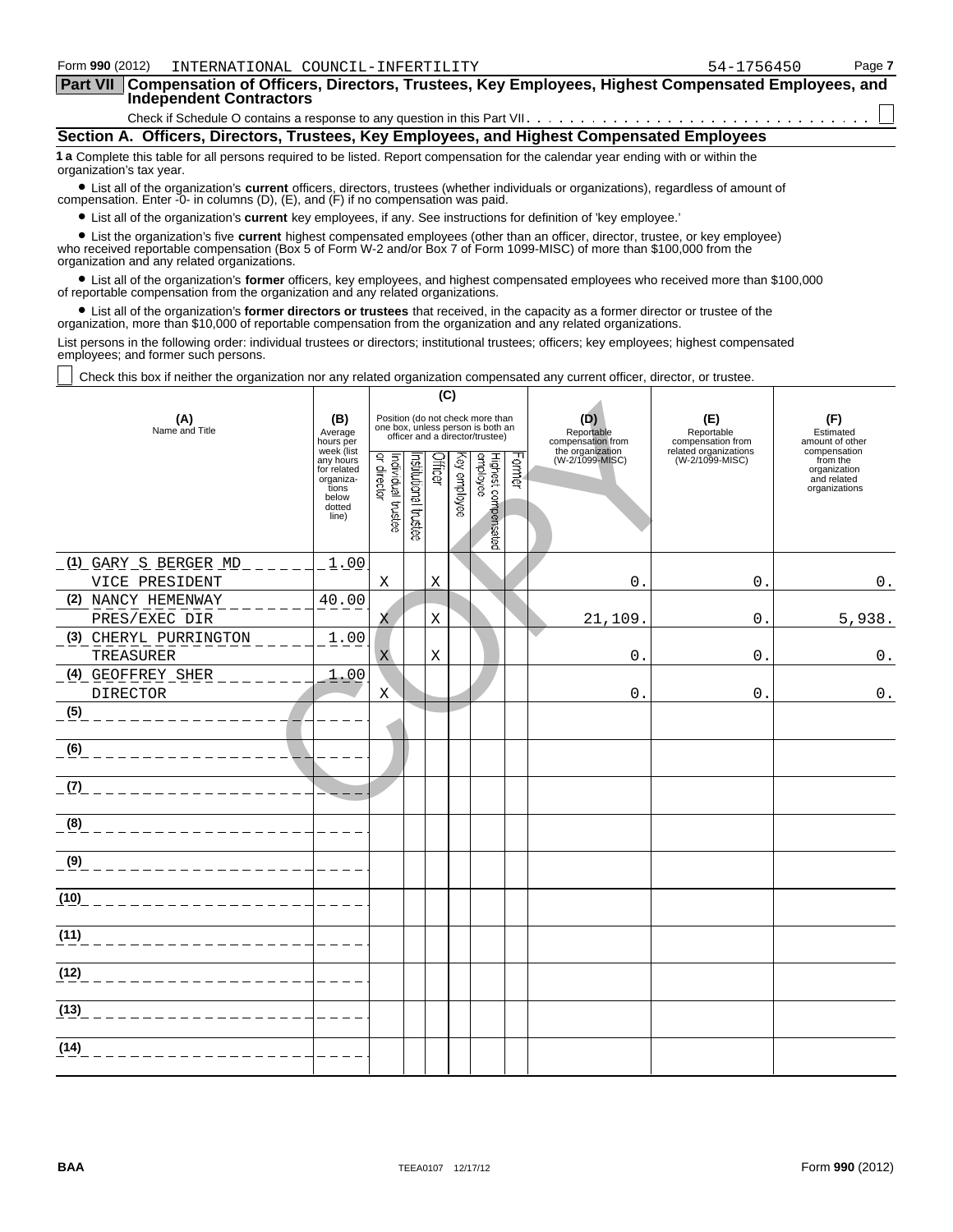Form **990** (2012) INTERNATIONAL COUNCIL-INFERTILITY 54-1756450 Page **7**

## Part VII Compensation of Officers, Directors, Trustees, Key Employees, Highest Compensated Employees, and Independent Contractors

Check if Schedule O contains a response to any question in this Part VII . . . . . . . . . . . . . . . . . . . . . . . . . . . . . . ☐

### Section A. Officers, Directors, Trustees, Key Employees, and Highest Compensated Employees

**1 a** Complete this table for all persons required to be listed. Report compensation for the calendar year ending with or within the organization's tax year.

- List all of the organization's **current** officers, directors, trustees (whether individuals or organizations), regardless of amount of compensation. Enter -0- in columns (D), (E), and (F) if no compensation was paid.
- List all of the organization's **current** key employees, if any. See instructions for definition of 'key employee.'
- List the organization's five **current** highest compensated employees (other than an officer, director, trustee, or key employee) who received reportable compensation (Box 5 of Form W-2 and/or Box 7 of Form 1099-MISC) of more than $100,000 from the organization and any related organizations.
- List all of the organization's **former** officers, key employees, and highest compensated employees who received more than $100,000 of reportable compensation from the organization and any related organizations.
- List all of the organization's **former directors or trustees** that received, in the capacity as a former director or trustee of the organization, more than $10,000 of reportable compensation from the organization and any related organizations.

List persons in the following order: individual trustees or directors; institutional trustees; officers; key employees; highest compensated employees; and former such persons.

☐ Check this box if neither the organization nor any related organization compensated any current officer, director, or trustee.

| (A) Name and Title | (B) Average hours per week (list any hours for related organizations below dotted line) | (C) Position (do not check more than one box, unless person is both an officer and a director/trustee) | | | | | | (D) Reportable compensation from the organization (W-2/1099-MISC) | (E) Reportable compensation from related organizations (W-2/1099-MISC) | (F) Estimated amount of other compensation from the organization and related organizations |
|---|---|---|---|---|---|---|---|---|---|---|
| | | Individual trustee or director | Institutional trustee | Officer | Key employee | Highest compensated employee | Former | | | |
| (1) GARY S BERGER MD<br>VICE PRESIDENT | 1.00 | X | | X | | | | 0. | 0. | 0. |
| (2) NANCY HEMENWAY<br>PRES/EXEC DIR | 40.00 | X | | X | | | | 21,109. | 0. | 5,938. |
| (3) CHERYL PURRINGTON<br>TREASURER | 1.00 | X | | X | | | | 0. | 0. | 0. |
| (4) GEOFFREY SHER<br>DIRECTOR | 1.00 | X | | | | | | 0. | 0. | 0. |
| (5) | | | | | | | | | | |
| (6) | | | | | | | | | | |
| (7) | | | | | | | | | | |
| (8) | | | | | | | | | | |
| (9) | | | | | | | | | | |
| (10) | | | | | | | | | | |
| (11) | | | | | | | | | | |
| (12) | | | | | | | | | | |
| (13) | | | | | | | | | | |
| (14) | | | | | | | | | | |

BAA TEEA0107 12/17/12 Form **990** (2012)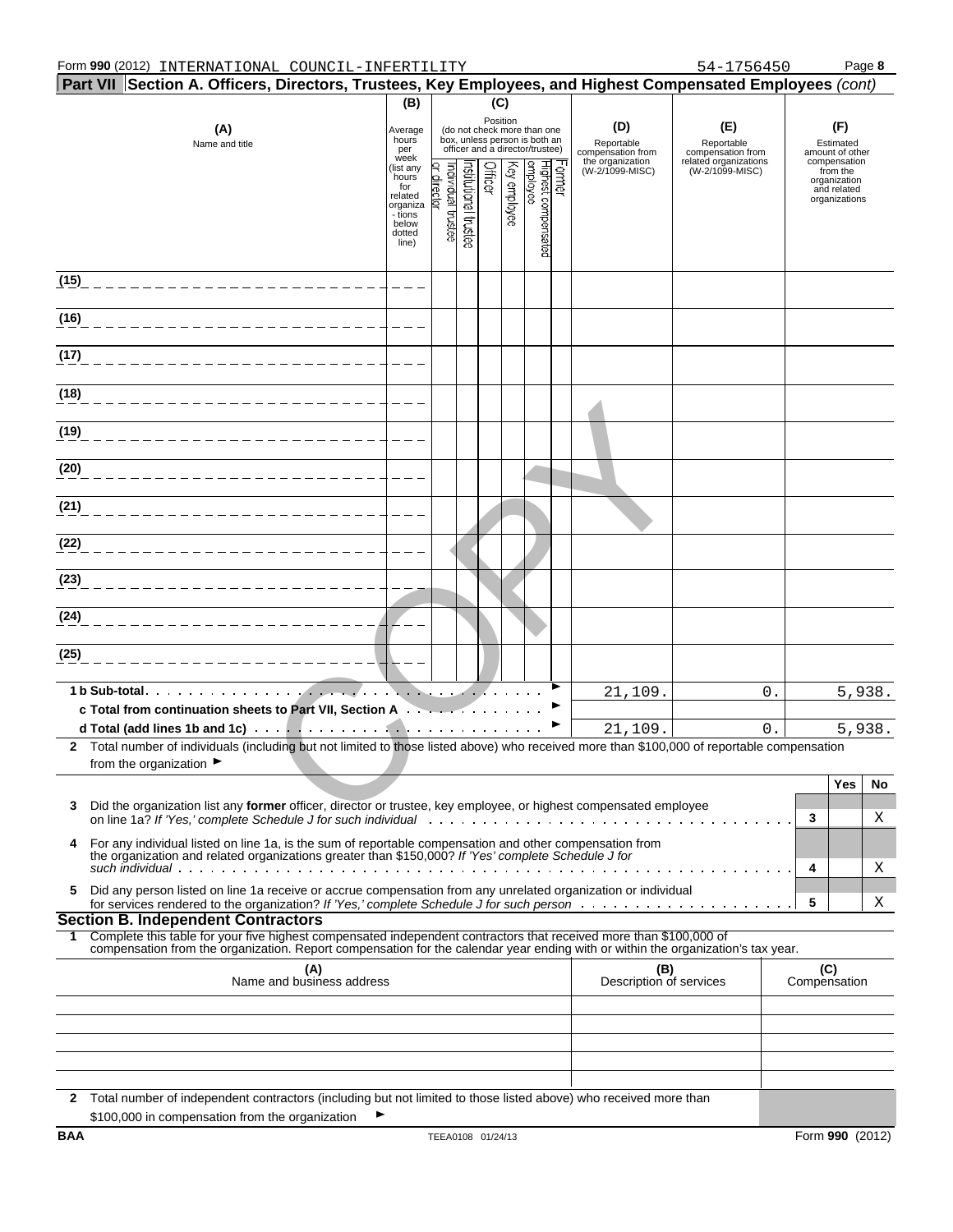Form **990** (2012) INTERNATIONAL COUNCIL-INFERTILITY 54-1756450 Page **8**

**Part VII Section A. Officers, Directors, Trustees, Key Employees, and Highest Compensated Employees** *(cont)*

| (A) Name and title | (B) Average hours per week (list any hours for related organizations below dotted line) | (C) Position (do not check more than one box, unless person is both an officer and a director/trustee): Individual trustee or director | Institutional trustee | Officer | Key employee | Highest compensated employee | Former | (D) Reportable compensation from the organization (W-2/1099-MISC) | (E) Reportable compensation from related organizations (W-2/1099-MISC) | (F) Estimated amount of other compensation from the organization and related organizations |
|---|---|---|---|---|---|---|---|---|---|---|
| (15) | | | | | | | | | | |
| (16) | | | | | | | | | | |
| (17) | | | | | | | | | | |
| (18) | | | | | | | | | | |
| (19) | | | | | | | | | | |
| (20) | | | | | | | | | | |
| (21) | | | | | | | | | | |
| (22) | | | | | | | | | | |
| (23) | | | | | | | | | | |
| (24) | | | | | | | | | | |
| (25) | | | | | | | | | | |
| **1 b Sub-total** | | | | | | | | 21,109. | 0. | 5,938. |
| **c Total from continuation sheets to Part VII, Section A** | | | | | | | | | | |
| **d Total (add lines 1b and 1c)** | | | | | | | | 21,109. | 0. | 5,938. |

**2** Total number of individuals (including but not limited to those listed above) who received more than $100,000 of reportable compensation from the organization ►

| | | | Yes | No |
|---|---|---|---|---|
| **3** | Did the organization list any **former** officer, director or trustee, key employee, or highest compensated employee on line 1a? *If 'Yes,' complete Schedule J for such individual* | 3 | | X |
| **4** | For any individual listed on line 1a, is the sum of reportable compensation and other compensation from the organization and related organizations greater than $150,000? *If 'Yes' complete Schedule J for such individual* | 4 | | X |
| **5** | Did any person listed on line 1a receive or accrue compensation from any unrelated organization or individual for services rendered to the organization? *If 'Yes,' complete Schedule J for such person* | 5 | | X |

**Section B. Independent Contractors**

**1** Complete this table for your five highest compensated independent contractors that received more than $100,000 of compensation from the organization. Report compensation for the calendar year ending with or within the organization's tax year.

| (A) Name and business address | (B) Description of services | (C) Compensation |
|---|---|---|
| | | |
| | | |
| | | |
| | | |
| | | |

**2** Total number of independent contractors (including but not limited to those listed above) who received more than $100,000 in compensation from the organization ►

**BAA** TEEA0108 01/24/13 Form **990** (2012)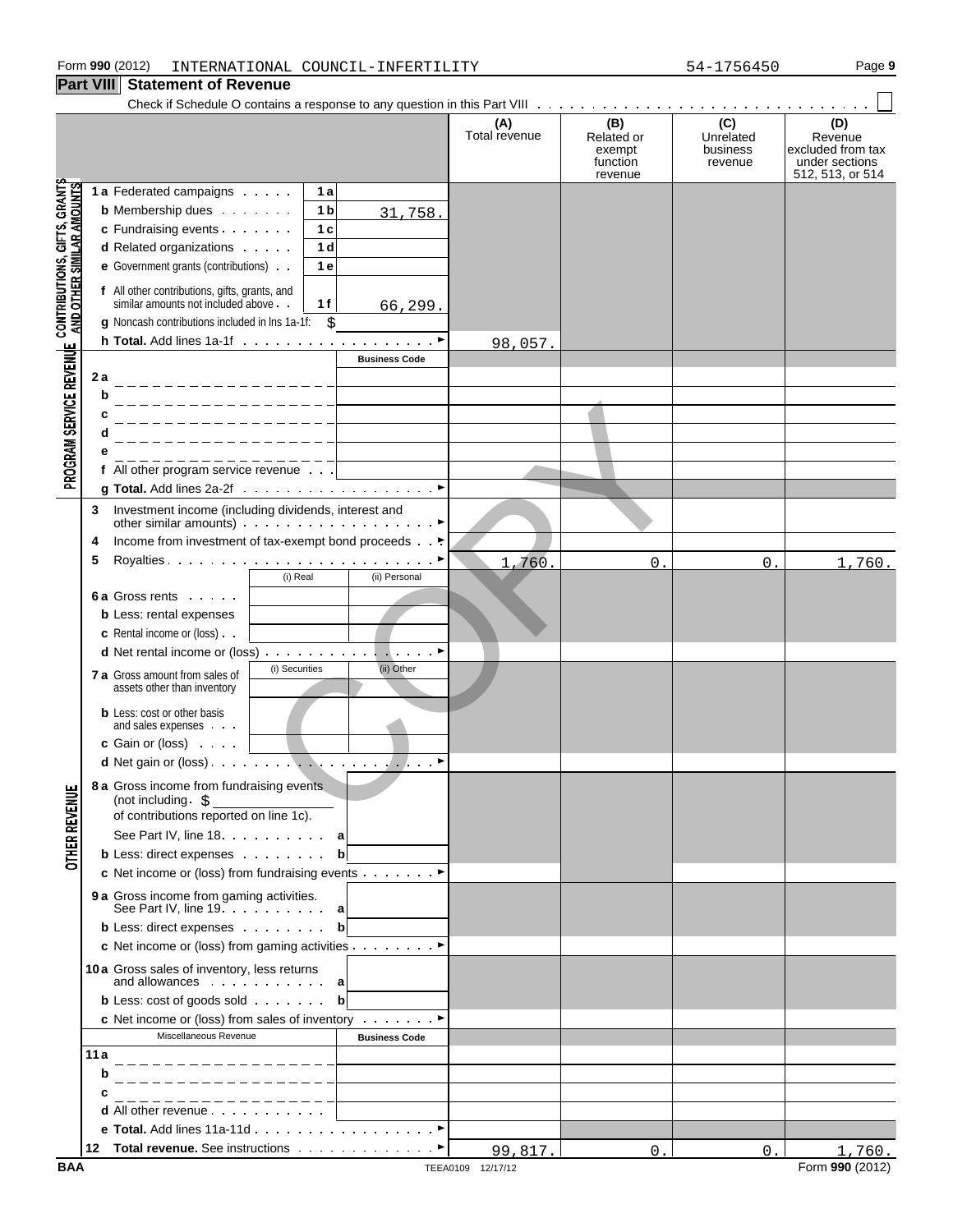Form 990 (2012) INTERNATIONAL COUNCIL-INFERTILITY 54-1756450

## Part VIII Statement of Revenue

Check if Schedule O contains a response to any question in this Part VIII ☐

| | | | (A) Total revenue | (B) Related or exempt function revenue | (C) Unrelated business revenue | (D) Revenue excluded from tax under sections 512, 513, or 514 |
|---|---|---|---|---|---|---|
| **CONTRIBUTIONS, GIFTS, GRANTS AND OTHER SIMILAR AMOUNTS** | 1a Federated campaigns | 1a | | | | |
| | b Membership dues | 1b 31,758. | | | | |
| | c Fundraising events | 1c | | | | |
| | d Related organizations | 1d | | | | |
| | e Government grants (contributions) | 1e | | | | |
| | f All other contributions, gifts, grants, and similar amounts not included above | 1f 66,299. | | | | |
| | g Noncash contributions included in lns 1a-1f: $ | | | | | |
| | h Total. Add lines 1a-1f | | 98,057. | | | |
| **PROGRAM SERVICE REVENUE** | | Business Code | | | | |
| | 2a | | | | | |
| | b | | | | | |
| | c | | | | | |
| | d | | | | | |
| | e | | | | | |
| | f All other program service revenue | | | | | |
| | g Total. Add lines 2a-2f | | | | | |
| | 3 Investment income (including dividends, interest and other similar amounts) | | | | | |
| | 4 Income from investment of tax-exempt bond proceeds | | | | | |
| | 5 Royalties | | 1,760. | 0. | 0. | 1,760. |
| | | (i) Real / (ii) Personal | | | | |
| | 6a Gross rents | | | | | |
| | b Less: rental expenses | | | | | |
| | c Rental income or (loss) | | | | | |
| | d Net rental income or (loss) | | | | | |
| | | (i) Securities / (ii) Other | | | | |
| | 7a Gross amount from sales of assets other than inventory | | | | | |
| | b Less: cost or other basis and sales expenses | | | | | |
| | c Gain or (loss) | | | | | |
| | d Net gain or (loss) | | | | | |
| **OTHER REVENUE** | 8a Gross income from fundraising events (not including $ of contributions reported on line 1c). See Part IV, line 18 | a | | | | |
| | b Less: direct expenses | b | | | | |
| | c Net income or (loss) from fundraising events | | | | | |
| | 9a Gross income from gaming activities. See Part IV, line 19 | a | | | | |
| | b Less: direct expenses | b | | | | |
| | c Net income or (loss) from gaming activities | | | | | |
| | 10a Gross sales of inventory, less returns and allowances | a | | | | |
| | b Less: cost of goods sold | b | | | | |
| | c Net income or (loss) from sales of inventory | | | | | |
| | Miscellaneous Revenue | Business Code | | | | |
| | 11a | | | | | |
| | b | | | | | |
| | c | | | | | |
| | d All other revenue | | | | | |
| | e Total. Add lines 11a-11d | | | | | |
| | 12 Total revenue. See instructions | | 99,817. | 0. | 0. | 1,760. |

BAA TEEA0109 12/17/12 Form 990 (2012)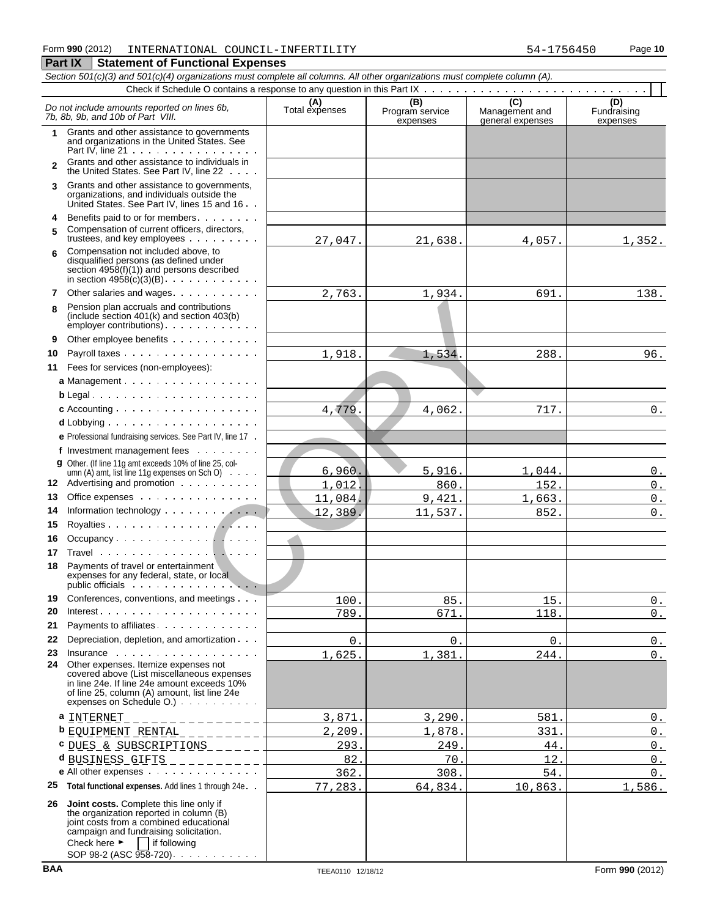Form **990** (2012) INTERNATIONAL COUNCIL-INFERTILITY 54-1756450

## Part IX Statement of Functional Expenses

*Section 501(c)(3) and 501(c)(4) organizations must complete all columns. All other organizations must complete column (A).*

Check if Schedule O contains a response to any question in this Part IX . . . . . . . . . . . . . . . . . . . . . . . . . . . . .

| *Do not include amounts reported on lines 6b, 7b, 8b, 9b, and 10b of Part VIII.* | (A) Total expenses | (B) Program service expenses | (C) Management and general expenses | (D) Fundraising expenses |
|---|---|---|---|---|
| **1** Grants and other assistance to governments and organizations in the United States. See Part IV, line 21 | | | | |
| **2** Grants and other assistance to individuals in the United States. See Part IV, line 22 | | | | |
| **3** Grants and other assistance to governments, organizations, and individuals outside the United States. See Part IV, lines 15 and 16 | | | | |
| **4** Benefits paid to or for members | | | | |
| **5** Compensation of current officers, directors, trustees, and key employees | 27,047. | 21,638. | 4,057. | 1,352. |
| **6** Compensation not included above, to disqualified persons (as defined under section 4958(f)(1)) and persons described in section 4958(c)(3)(B) | | | | |
| **7** Other salaries and wages | 2,763. | 1,934. | 691. | 138. |
| **8** Pension plan accruals and contributions (include section 401(k) and section 403(b) employer contributions) | | | | |
| **9** Other employee benefits | | | | |
| **10** Payroll taxes | 1,918. | 1,534. | 288. | 96. |
| **11** Fees for services (non-employees): | | | | |
| **a** Management | | | | |
| **b** Legal | | | | |
| **c** Accounting | 4,779. | 4,062. | 717. | 0. |
| **d** Lobbying | | | | |
| **e** Professional fundraising services. See Part IV, line 17 | | | | |
| **f** Investment management fees | | | | |
| **g** Other. (If line 11g amt exceeds 10% of line 25, column (A) amt, list line 11g expenses on Sch O) | 6,960. | 5,916. | 1,044. | 0. |
| **12** Advertising and promotion | 1,012. | 860. | 152. | 0. |
| **13** Office expenses | 11,084. | 9,421. | 1,663. | 0. |
| **14** Information technology | 12,389. | 11,537. | 852. | 0. |
| **15** Royalties | | | | |
| **16** Occupancy | | | | |
| **17** Travel | | | | |
| **18** Payments of travel or entertainment expenses for any federal, state, or local public officials | | | | |
| **19** Conferences, conventions, and meetings | 100. | 85. | 15. | 0. |
| **20** Interest | 789. | 671. | 118. | 0. |
| **21** Payments to affiliates | | | | |
| **22** Depreciation, depletion, and amortization | 0. | 0. | 0. | 0. |
| **23** Insurance | 1,625. | 1,381. | 244. | 0. |
| **24** Other expenses. Itemize expenses not covered above (List miscellaneous expenses in line 24e. If line 24e amount exceeds 10% of line 25, column (A) amount, list line 24e expenses on Schedule O.) | | | | |
| **a** INTERNET | 3,871. | 3,290. | 581. | 0. |
| **b** EQUIPMENT RENTAL | 2,209. | 1,878. | 331. | 0. |
| **c** DUES & SUBSCRIPTIONS | 293. | 249. | 44. | 0. |
| **d** BUSINESS GIFTS | 82. | 70. | 12. | 0. |
| **e** All other expenses | 362. | 308. | 54. | 0. |
| **25** **Total functional expenses.** Add lines 1 through 24e | 77,283. | 64,834. | 10,863. | 1,586. |
| **26** **Joint costs.** Complete this line only if the organization reported in column (B) joint costs from a combined educational campaign and fundraising solicitation. Check here ► [ ] if following SOP 98-2 (ASC 958-720) | | | | |

BAA TEEA0110 12/18/12 Form **990** (2012)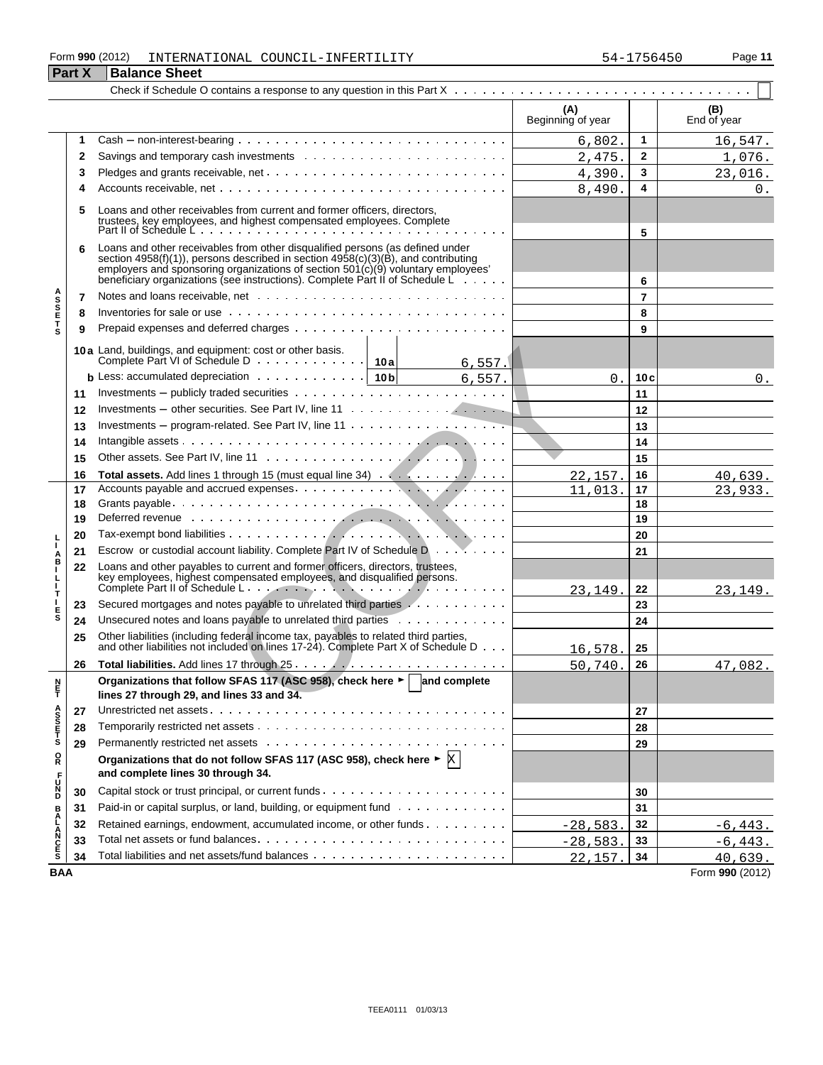Form 990 (2012) INTERNATIONAL COUNCIL-INFERTILITY 54-1756450

## Part X Balance Sheet

Check if Schedule O contains a response to any question in this Part X ☐

| | | | (A) Beginning of year | | (B) End of year |
|---|---|---|---|---|---|
| ASSETS | 1 | Cash – non-interest-bearing | 6,802. | 1 | 16,547. |
| | 2 | Savings and temporary cash investments | 2,475. | 2 | 1,076. |
| | 3 | Pledges and grants receivable, net | 4,390. | 3 | 23,016. |
| | 4 | Accounts receivable, net | 8,490. | 4 | 0. |
| | 5 | Loans and other receivables from current and former officers, directors, trustees, key employees, and highest compensated employees. Complete Part II of Schedule L | | 5 | |
| | 6 | Loans and other receivables from other disqualified persons (as defined under section 4958(f)(1)), persons described in section 4958(c)(3)(B), and contributing employers and sponsoring organizations of section 501(c)(9) voluntary employees' beneficiary organizations (see instructions). Complete Part II of Schedule L | | 6 | |
| | 7 | Notes and loans receivable, net | | 7 | |
| | 8 | Inventories for sale or use | | 8 | |
| | 9 | Prepaid expenses and deferred charges | | 9 | |
| | 10a | Land, buildings, and equipment: cost or other basis. Complete Part VI of Schedule D ... 10a 6,557. | | | |
| | b | Less: accumulated depreciation ... 10b 6,557. | 0. | 10c | 0. |
| | 11 | Investments – publicly traded securities | | 11 | |
| | 12 | Investments – other securities. See Part IV, line 11 | | 12 | |
| | 13 | Investments – program-related. See Part IV, line 11 | | 13 | |
| | 14 | Intangible assets | | 14 | |
| | 15 | Other assets. See Part IV, line 11 | | 15 | |
| | 16 | **Total assets.** Add lines 1 through 15 (must equal line 34) | 22,157. | 16 | 40,639. |
| LIABILITIES | 17 | Accounts payable and accrued expenses | 11,013. | 17 | 23,933. |
| | 18 | Grants payable | | 18 | |
| | 19 | Deferred revenue | | 19 | |
| | 20 | Tax-exempt bond liabilities | | 20 | |
| | 21 | Escrow or custodial account liability. Complete Part IV of Schedule D | | 21 | |
| | 22 | Loans and other payables to current and former officers, directors, trustees, key employees, highest compensated employees, and disqualified persons. Complete Part II of Schedule L | 23,149. | 22 | 23,149. |
| | 23 | Secured mortgages and notes payable to unrelated third parties | | 23 | |
| | 24 | Unsecured notes and loans payable to unrelated third parties | | 24 | |
| | 25 | Other liabilities (including federal income tax, payables to related third parties, and other liabilities not included on lines 17-24). Complete Part X of Schedule D | 16,578. | 25 | |
| | 26 | **Total liabilities.** Add lines 17 through 25 | 50,740. | 26 | 47,082. |
| NET ASSETS OR FUND BALANCES | | **Organizations that follow SFAS 117 (ASC 958), check here ► ☐ and complete lines 27 through 29, and lines 33 and 34.** | | | |
| | 27 | Unrestricted net assets | | 27 | |
| | 28 | Temporarily restricted net assets | | 28 | |
| | 29 | Permanently restricted net assets | | 29 | |
| | | **Organizations that do not follow SFAS 117 (ASC 958), check here ► ☒ and complete lines 30 through 34.** | | | |
| | 30 | Capital stock or trust principal, or current funds | | 30 | |
| | 31 | Paid-in or capital surplus, or land, building, or equipment fund | | 31 | |
| | 32 | Retained earnings, endowment, accumulated income, or other funds | -28,583. | 32 | -6,443. |
| | 33 | Total net assets or fund balances | -28,583. | 33 | -6,443. |
| | 34 | Total liabilities and net assets/fund balances | 22,157. | 34 | 40,639. |

BAA Form **990** (2012)

TEEA0111 01/03/13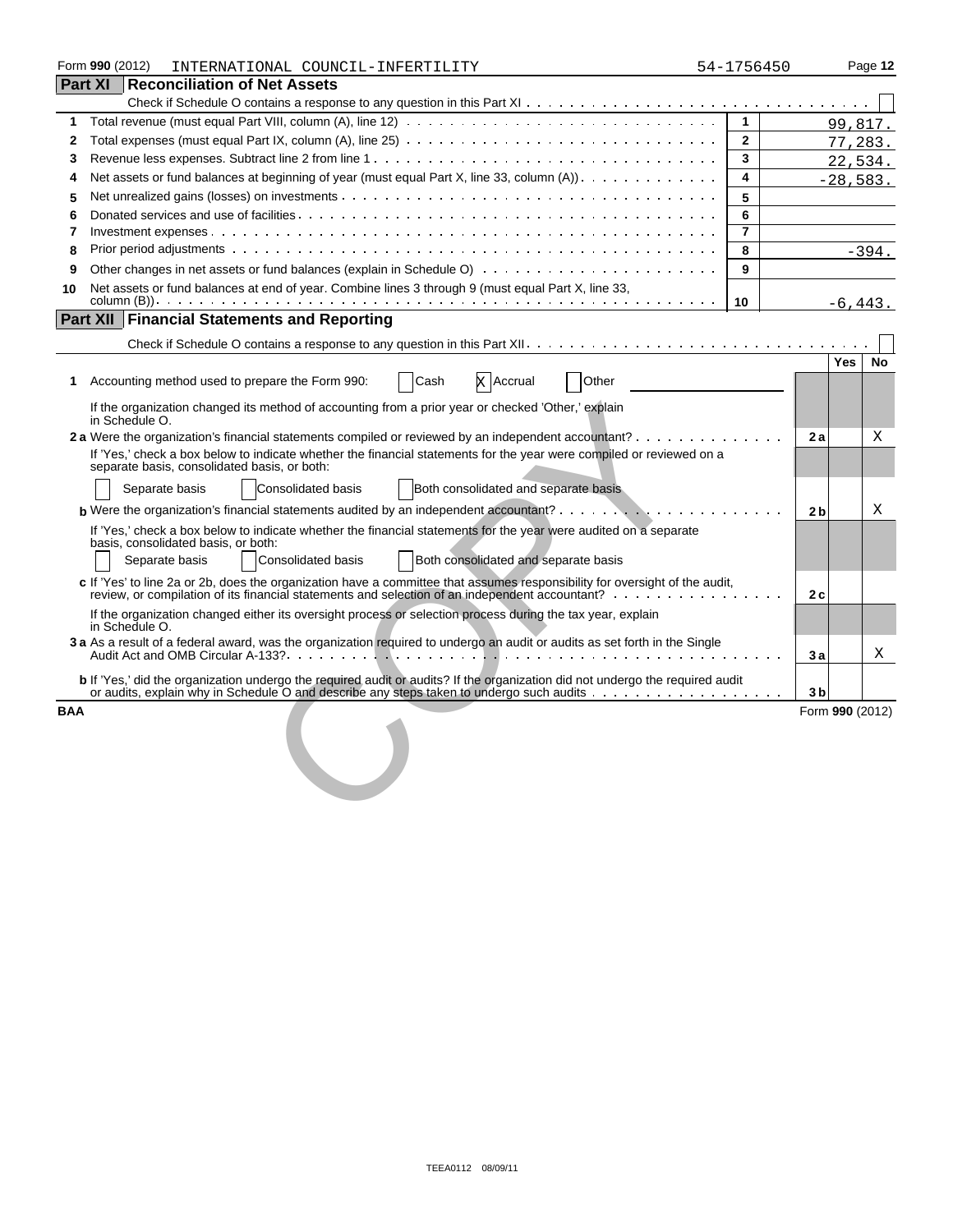Form **990** (2012) INTERNATIONAL COUNCIL-INFERTILITY 54-1756450 Page **12**

## Part XI Reconciliation of Net Assets

Check if Schedule O contains a response to any question in this Part XI . . . . . . . . . . ☐

| | | | |
|---|---|---|---|
| **1** | Total revenue (must equal Part VIII, column (A), line 12) | 1 | 99,817. |
| **2** | Total expenses (must equal Part IX, column (A), line 25) | 2 | 77,283. |
| **3** | Revenue less expenses. Subtract line 2 from line 1 | 3 | 22,534. |
| **4** | Net assets or fund balances at beginning of year (must equal Part X, line 33, column (A)) | 4 | -28,583. |
| **5** | Net unrealized gains (losses) on investments | 5 | |
| **6** | Donated services and use of facilities | 6 | |
| **7** | Investment expenses | 7 | |
| **8** | Prior period adjustments | 8 | -394. |
| **9** | Other changes in net assets or fund balances (explain in Schedule O) | 9 | |
| **10** | Net assets or fund balances at end of year. Combine lines 3 through 9 (must equal Part X, line 33, column (B)) | 10 | -6,443. |

## Part XII Financial Statements and Reporting

Check if Schedule O contains a response to any question in this Part XII . . . . . . . . . . ☐

| | | | Yes | No |
|---|---|---|---|---|
| **1** | Accounting method used to prepare the Form 990: ☐ Cash ☒ Accrual ☐ Other | | | |
| | If the organization changed its method of accounting from a prior year or checked 'Other,' explain in Schedule O. | | | |
| **2 a** | Were the organization's financial statements compiled or reviewed by an independent accountant? | 2a | | X |
| | If 'Yes,' check a box below to indicate whether the financial statements for the year were compiled or reviewed on a separate basis, consolidated basis, or both: ☐ Separate basis ☐ Consolidated basis ☐ Both consolidated and separate basis | | | |
| **b** | Were the organization's financial statements audited by an independent accountant? | 2b | | X |
| | If 'Yes,' check a box below to indicate whether the financial statements for the year were audited on a separate basis, consolidated basis, or both: ☐ Separate basis ☐ Consolidated basis ☐ Both consolidated and separate basis | | | |
| **c** | If 'Yes' to line 2a or 2b, does the organization have a committee that assumes responsibility for oversight of the audit, review, or compilation of its financial statements and selection of an independent accountant? | 2c | | |
| | If the organization changed either its oversight process or selection process during the tax year, explain in Schedule O. | | | |
| **3 a** | As a result of a federal award, was the organization required to undergo an audit or audits as set forth in the Single Audit Act and OMB Circular A-133? | 3a | | X |
| **b** | If 'Yes,' did the organization undergo the required audit or audits? If the organization did not undergo the required audit or audits, explain why in Schedule O and describe any steps taken to undergo such audits | 3b | | |

BAA Form **990** (2012)

COPY

TEEA0112 08/09/11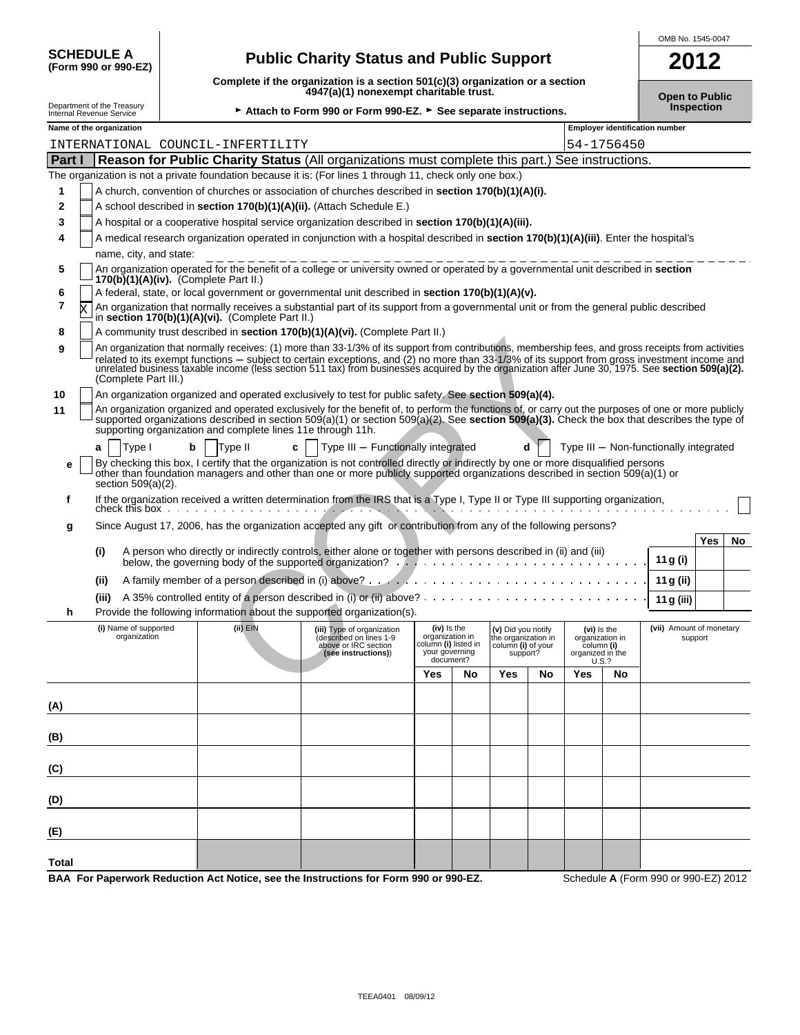**SCHEDULE A (Form 990 or 990-EZ)**

Department of the Treasury
Internal Revenue Service

# Public Charity Status and Public Support

**Complete if the organization is a section 501(c)(3) organization or a section 4947(a)(1) nonexempt charitable trust.**

► **Attach to Form 990 or Form 990-EZ.** ► **See separate instructions.**

OMB No. 1545-0047

**2012**

**Open to Public Inspection**

**Name of the organization:** INTERNATIONAL COUNCIL-INFERTILITY

**Employer identification number:** 54-1756450

## Part I — Reason for Public Charity Status (All organizations must complete this part.) See instructions.

The organization is not a private foundation because it is: (For lines 1 through 11, check only one box.)

1. [ ] A church, convention of churches or association of churches described in **section 170(b)(1)(A)(i).**
2. [ ] A school described in **section 170(b)(1)(A)(ii).** (Attach Schedule E.)
3. [ ] A hospital or a cooperative hospital service organization described in **section 170(b)(1)(A)(iii).**
4. [ ] A medical research organization operated in conjunction with a hospital described in **section 170(b)(1)(A)(iii)**. Enter the hospital's name, city, and state:
5. [ ] An organization operated for the benefit of a college or university owned or operated by a governmental unit described in **section 170(b)(1)(A)(iv).** (Complete Part II.)
6. [ ] A federal, state, or local government or governmental unit described in **section 170(b)(1)(A)(v).**
7. [X] An organization that normally receives a substantial part of its support from a governmental unit or from the general public described in **section 170(b)(1)(A)(vi).** (Complete Part II.)
8. [ ] A community trust described in **section 170(b)(1)(A)(vi).** (Complete Part II.)
9. [ ] An organization that normally receives: (1) more than 33-1/3% of its support from contributions, membership fees, and gross receipts from activities related to its exempt functions – subject to certain exceptions, and (2) no more than 33-1/3% of its support from gross investment income and unrelated business taxable income (less section 511 tax) from businesses acquired by the organization after June 30, 1975. See **section 509(a)(2).** (Complete Part III.)
10. [ ] An organization organized and operated exclusively to test for public safety. See **section 509(a)(4).**
11. [ ] An organization organized and operated exclusively for the benefit of, to perform the functions of, or carry out the purposes of one or more publicly supported organizations described in section 509(a)(1) or section 509(a)(2). See **section 509(a)(3).** Check the box that describes the type of supporting organization and complete lines 11e through 11h.

   **a** [ ] Type I  **b** [ ] Type II  **c** [ ] Type III – Functionally integrated  **d** [ ] Type III – Non-functionally integrated

   **e** [ ] By checking this box, I certify that the organization is not controlled directly or indirectly by one or more disqualified persons other than foundation managers and other than one or more publicly supported organizations described in section 509(a)(1) or section 509(a)(2).

   **f** If the organization received a written determination from the IRS that is a Type I, Type II or Type III supporting organization, check this box [ ]

   **g** Since August 17, 2006, has the organization accepted any gift or contribution from any of the following persons?

| | | | Yes | No |
|---|---|---|---|---|
| (i) | A person who directly or indirectly controls, either alone or together with persons described in (ii) and (iii) below, the governing body of the supported organization? | 11 g (i) | | |
| (ii) | A family member of a person described in (i) above? | 11 g (ii) | | |
| (iii) | A 35% controlled entity of a person described in (i) or (ii) above? | 11 g (iii) | | |

   **h** Provide the following information about the supported organization(s).

| | (i) Name of supported organization | (ii) EIN | (iii) Type of organization (described on lines 1-9 above or IRC section (see instructions)) | (iv) Is the organization in column (i) listed in your governing document? | | (v) Did you notify the organization in column (i) of your support? | | (vi) Is the organization in column (i) organized in the U.S.? | | (vii) Amount of monetary support |
|---|---|---|---|---|---|---|---|---|---|---|
| | | | | Yes | No | Yes | No | Yes | No | |
| (A) | | | | | | | | | | |
| (B) | | | | | | | | | | |
| (C) | | | | | | | | | | |
| (D) | | | | | | | | | | |
| (E) | | | | | | | | | | |
| Total | | | | | | | | | | |

**BAA For Paperwork Reduction Act Notice, see the Instructions for Form 990 or 990-EZ.**  Schedule **A** (Form 990 or 990-EZ) 2012

TEEA0401 08/09/12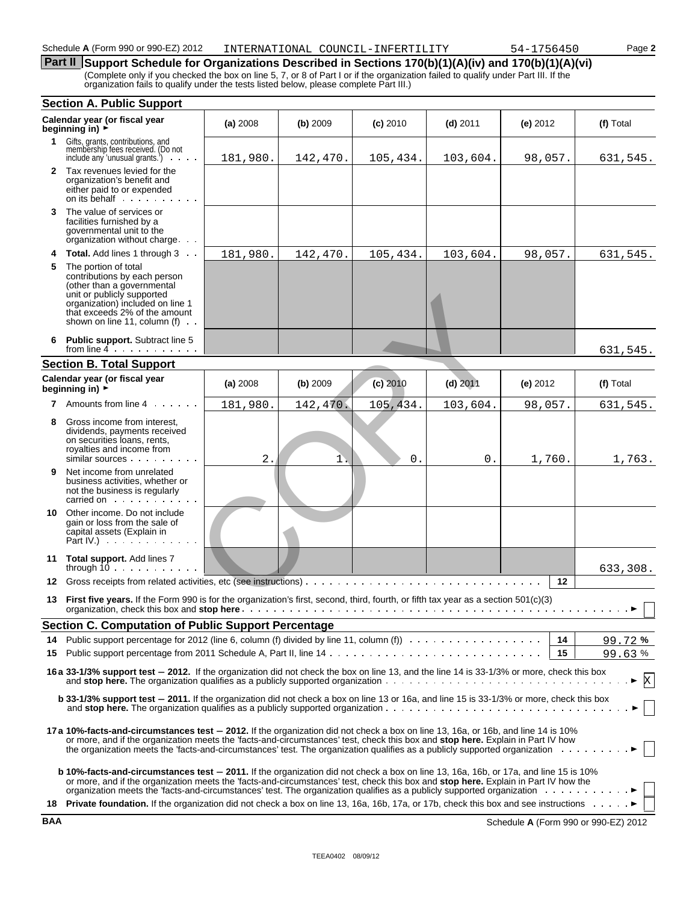Schedule A (Form 990 or 990-EZ) 2012 INTERNATIONAL COUNCIL-INFERTILITY 54-1756450 Page 2

## Part II Support Schedule for Organizations Described in Sections 170(b)(1)(A)(iv) and 170(b)(1)(A)(vi)

(Complete only if you checked the box on line 5, 7, or 8 of Part I or if the organization failed to qualify under Part III. If the organization fails to qualify under the tests listed below, please complete Part III.)

### Section A. Public Support

| Calendar year (or fiscal year beginning in) ► | (a) 2008 | (b) 2009 | (c) 2010 | (d) 2011 | (e) 2012 | (f) Total |
|---|---|---|---|---|---|---|
| 1 Gifts, grants, contributions, and membership fees received. (Do not include any 'unusual grants.') | 181,980. | 142,470. | 105,434. | 103,604. | 98,057. | 631,545. |
| 2 Tax revenues levied for the organization's benefit and either paid to or expended on its behalf | | | | | | |
| 3 The value of services or facilities furnished by a governmental unit to the organization without charge | | | | | | |
| 4 Total. Add lines 1 through 3 | 181,980. | 142,470. | 105,434. | 103,604. | 98,057. | 631,545. |
| 5 The portion of total contributions by each person (other than a governmental unit or publicly supported organization) included on line 1 that exceeds 2% of the amount shown on line 11, column (f) | | | | | | |
| 6 Public support. Subtract line 5 from line 4 | | | | | | 631,545. |

### Section B. Total Support

| Calendar year (or fiscal year beginning in) ► | (a) 2008 | (b) 2009 | (c) 2010 | (d) 2011 | (e) 2012 | (f) Total |
|---|---|---|---|---|---|---|
| 7 Amounts from line 4 | 181,980. | 142,470. | 105,434. | 103,604. | 98,057. | 631,545. |
| 8 Gross income from interest, dividends, payments received on securities loans, rents, royalties and income from similar sources | 2. | 1. | 0. | 0. | 1,760. | 1,763. |
| 9 Net income from unrelated business activities, whether or not the business is regularly carried on | | | | | | |
| 10 Other income. Do not include gain or loss from the sale of capital assets (Explain in Part IV.) | | | | | | |
| 11 Total support. Add lines 7 through 10 | | | | | | 633,308. |

12 Gross receipts from related activities, etc (see instructions) . . . . . 12

13 **First five years.** If the Form 990 is for the organization's first, second, third, fourth, or fifth tax year as a section 501(c)(3) organization, check this box and **stop here** ► ☐

### Section C. Computation of Public Support Percentage

14 Public support percentage for 2012 (line 6, column (f) divided by line 11, column (f)) . . . 14 | 99.72 %

15 Public support percentage from 2011 Schedule A, Part II, line 14 . . . 15 | 99.63 %

**16a 33-1/3% support test — 2012.** If the organization did not check the box on line 13, and the line 14 is 33-1/3% or more, check this box and **stop here.** The organization qualifies as a publicly supported organization ► ☒

**b 33-1/3% support test — 2011.** If the organization did not check a box on line 13 or 16a, and line 15 is 33-1/3% or more, check this box and **stop here.** The organization qualifies as a publicly supported organization ► ☐

**17a 10%-facts-and-circumstances test — 2012.** If the organization did not check a box on line 13, 16a, or 16b, and line 14 is 10% or more, and if the organization meets the 'facts-and-circumstances' test, check this box and **stop here.** Explain in Part IV how the organization meets the 'facts-and-circumstances' test. The organization qualifies as a publicly supported organization ► ☐

**b 10%-facts-and-circumstances test — 2011.** If the organization did not check a box on line 13, 16a, 16b, or 17a, and line 15 is 10% or more, and if the organization meets the 'facts-and-circumstances' test, check this box and **stop here.** Explain in Part IV how the organization meets the 'facts-and-circumstances' test. The organization qualifies as a publicly supported organization ► ☐

18 **Private foundation.** If the organization did not check a box on line 13, 16a, 16b, 17a, or 17b, check this box and see instructions ► ☐

BAA Schedule A (Form 990 or 990-EZ) 2012

TEEA0402 08/09/12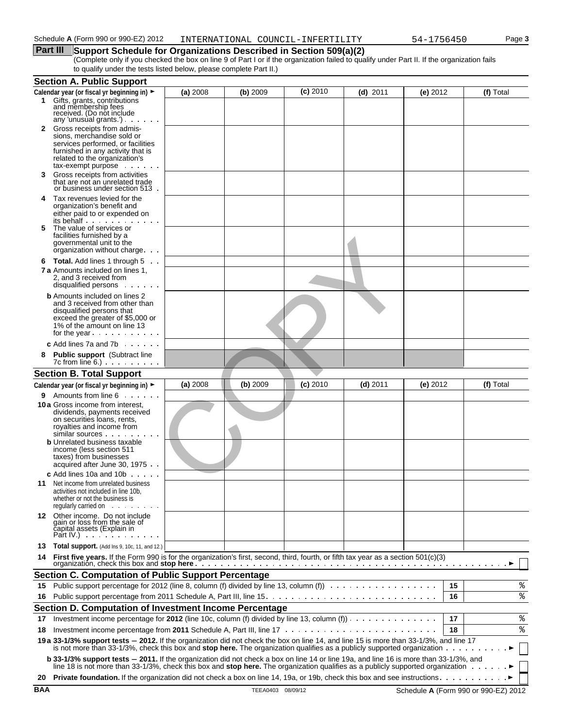Schedule A (Form 990 or 990-EZ) 2012 INTERNATIONAL COUNCIL-INFERTILITY 54-1756450 Page 3

## Part III Support Schedule for Organizations Described in Section 509(a)(2)

(Complete only if you checked the box on line 9 of Part I or if the organization failed to qualify under Part II. If the organization fails to qualify under the tests listed below, please complete Part II.)

### Section A. Public Support

| Calendar year (or fiscal yr beginning in) ► | (a) 2008 | (b) 2009 | (c) 2010 | (d) 2011 | (e) 2012 | (f) Total |
|---|---|---|---|---|---|---|
| 1 Gifts, grants, contributions and membership fees received. (Do not include any 'unusual grants.') | | | | | | |
| 2 Gross receipts from admissions, merchandise sold or services performed, or facilities furnished in any activity that is related to the organization's tax-exempt purpose | | | | | | |
| 3 Gross receipts from activities that are not an unrelated trade or business under section 513 | | | | | | |
| 4 Tax revenues levied for the organization's benefit and either paid to or expended on its behalf | | | | | | |
| 5 The value of services or facilities furnished by a governmental unit to the organization without charge | | | | | | |
| 6 **Total.** Add lines 1 through 5 | | | | | | |
| 7a Amounts included on lines 1, 2, and 3 received from disqualified persons | | | | | | |
| b Amounts included on lines 2 and 3 received from other than disqualified persons that exceed the greater of $5,000 or 1% of the amount on line 13 for the year | | | | | | |
| c Add lines 7a and 7b | | | | | | |
| 8 **Public support** (Subtract line 7c from line 6.) | | | | | | |

### Section B. Total Support

| Calendar year (or fiscal yr beginning in) ► | (a) 2008 | (b) 2009 | (c) 2010 | (d) 2011 | (e) 2012 | (f) Total |
|---|---|---|---|---|---|---|
| 9 Amounts from line 6 | | | | | | |
| 10a Gross income from interest, dividends, payments received on securities loans, rents, royalties and income from similar sources | | | | | | |
| b Unrelated business taxable income (less section 511 taxes) from businesses acquired after June 30, 1975 | | | | | | |
| c Add lines 10a and 10b | | | | | | |
| 11 Net income from unrelated business activities not included in line 10b, whether or not the business is regularly carried on | | | | | | |
| 12 Other income. Do not include gain or loss from the sale of capital assets (Explain in Part IV.) | | | | | | |
| 13 **Total support.** (Add lns 9, 10c, 11, and 12.) | | | | | | |

14 **First five years.** If the Form 990 is for the organization's first, second, third, fourth, or fifth tax year as a section 501(c)(3) organization, check this box and **stop here** ► ☐

### Section C. Computation of Public Support Percentage

| | | | |
|---|---|---|---|
| 15 | Public support percentage for 2012 (line 8, column (f) divided by line 13, column (f)) | 15 | % |
| 16 | Public support percentage from 2011 Schedule A, Part III, line 15 | 16 | % |

### Section D. Computation of Investment Income Percentage

| | | | |
|---|---|---|---|
| 17 | Investment income percentage for **2012** (line 10c, column (f) divided by line 13, column (f)) | 17 | % |
| 18 | Investment income percentage from **2011** Schedule A, Part III, line 17 | 18 | % |

**19a 33-1/3% support tests — 2012.** If the organization did not check the box on line 14, and line 15 is more than 33-1/3%, and line 17 is not more than 33-1/3%, check this box and **stop here.** The organization qualifies as a publicly supported organization ► ☐

**b 33-1/3% support tests — 2011.** If the organization did not check a box on line 14 or line 19a, and line 16 is more than 33-1/3%, and line 18 is not more than 33-1/3%, check this box and **stop here.** The organization qualifies as a publicly supported organization ► ☐

**20 Private foundation.** If the organization did not check a box on line 14, 19a, or 19b, check this box and see instructions ► ☐

BAA TEEA0403 08/09/12 Schedule A (Form 990 or 990-EZ) 2012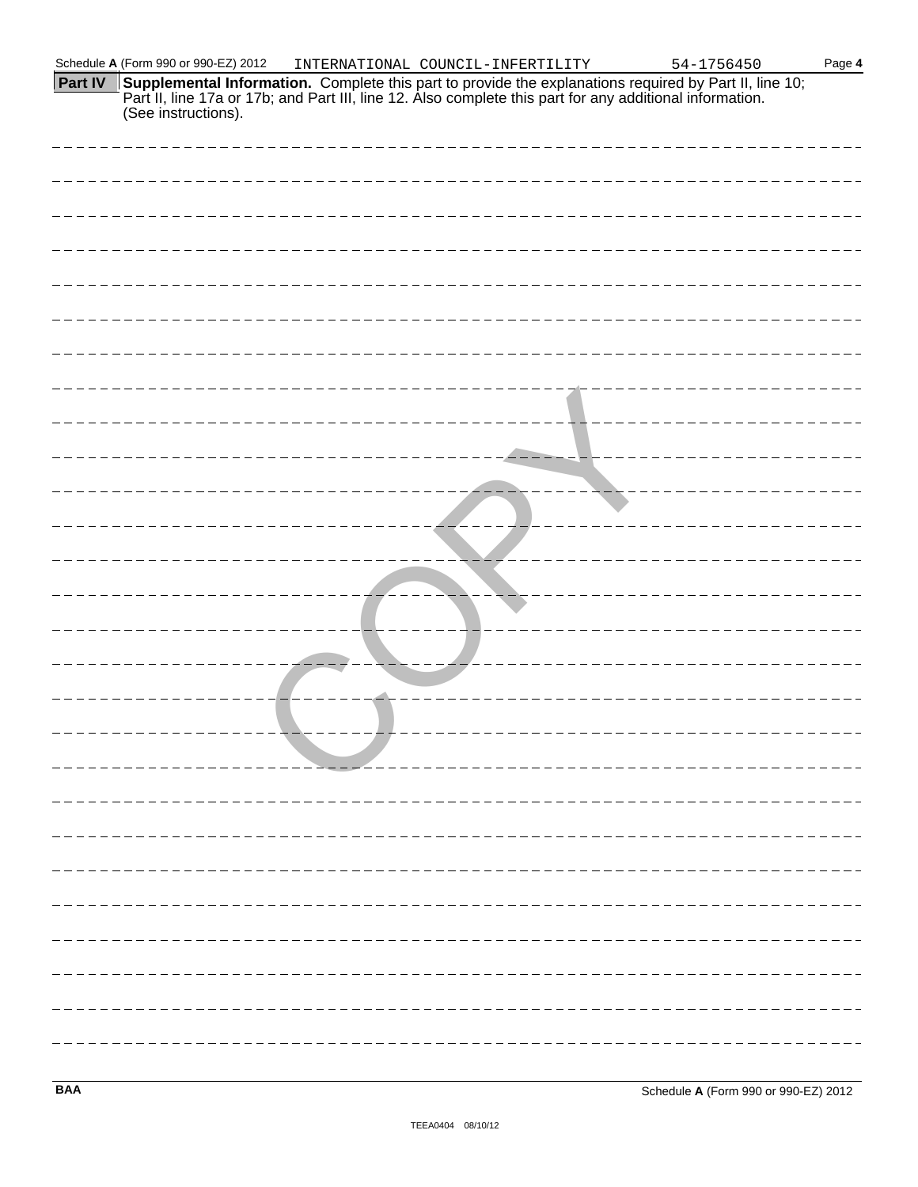## Part IV Supplemental Information.

Complete this part to provide the explanations required by Part II, line 10; Part II, line 17a or 17b; and Part III, line 12. Also complete this part for any additional information. (See instructions).

COPY

BAA

TEEA0404 08/10/12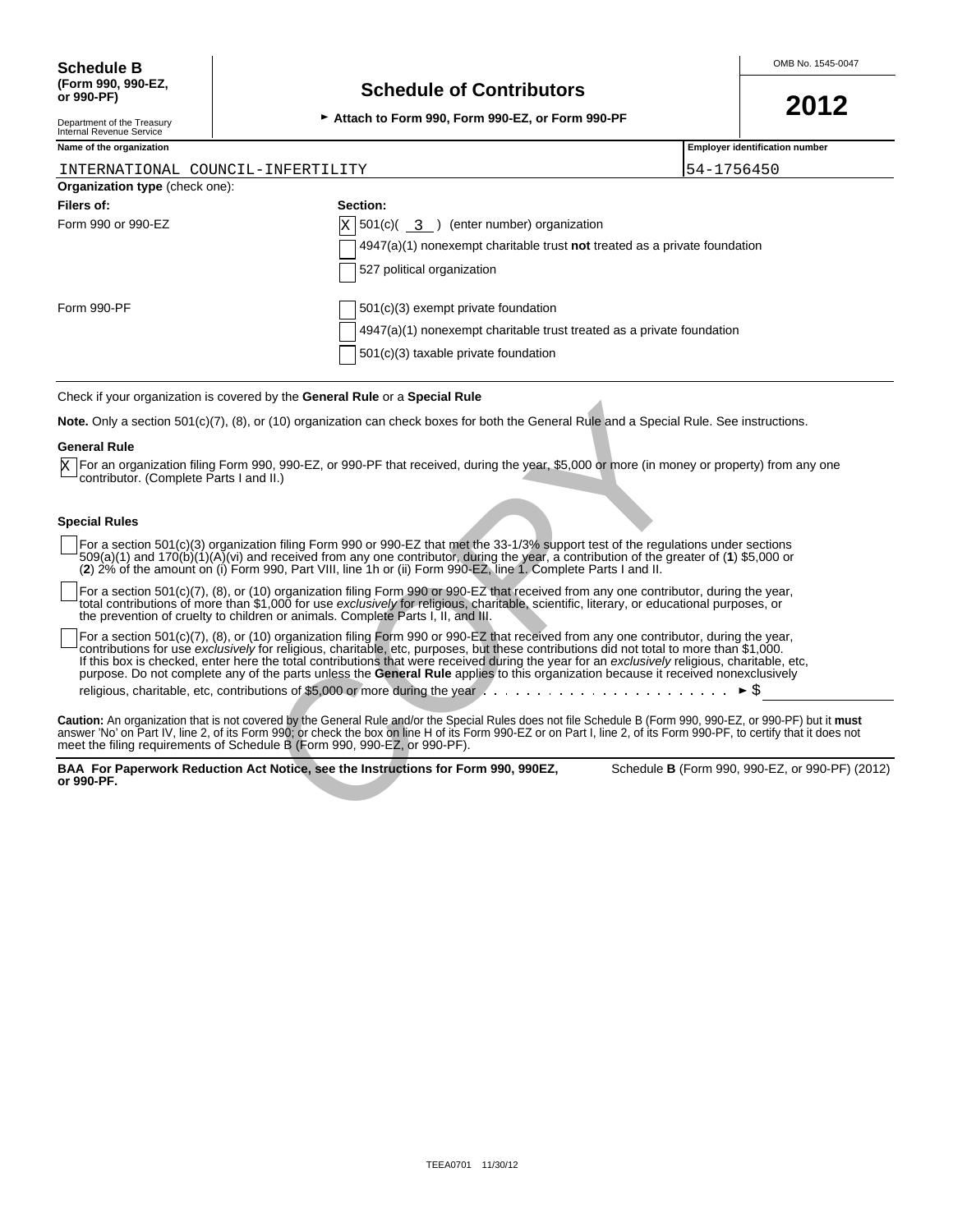**Schedule B**
**(Form 990, 990-EZ, or 990-PF)**

Department of the Treasury
Internal Revenue Service

# Schedule of Contributors

► **Attach to Form 990, Form 990-EZ, or Form 990-PF**

OMB No. 1545-0047

**2012**

| Name of the organization | Employer identification number |
|---|---|
| INTERNATIONAL COUNCIL-INFERTILITY | 54-1756450 |

**Organization type** (check one):

| **Filers of:** | **Section:** |
|---|---|
| Form 990 or 990-EZ | [X] 501(c)( 3 ) (enter number) organization |
| | [ ] 4947(a)(1) nonexempt charitable trust **not** treated as a private foundation |
| | [ ] 527 political organization |
| Form 990-PF | [ ] 501(c)(3) exempt private foundation |
| | [ ] 4947(a)(1) nonexempt charitable trust treated as a private foundation |
| | [ ] 501(c)(3) taxable private foundation |

Check if your organization is covered by the **General Rule** or a **Special Rule**

**Note.** Only a section 501(c)(7), (8), or (10) organization can check boxes for both the General Rule and a Special Rule. See instructions.

**General Rule**

[X] For an organization filing Form 990, 990-EZ, or 990-PF that received, during the year, $5,000 or more (in money or property) from any one contributor. (Complete Parts I and II.)

**Special Rules**

[ ] For a section 501(c)(3) organization filing Form 990 or 990-EZ that met the 33-1/3% support test of the regulations under sections 509(a)(1) and 170(b)(1)(A)(vi) and received from any one contributor, during the year, a contribution of the greater of (**1**) $5,000 or (**2**) 2% of the amount on (i) Form 990, Part VIII, line 1h or (ii) Form 990-EZ, line 1. Complete Parts I and II.

[ ] For a section 501(c)(7), (8), or (10) organization filing Form 990 or 990-EZ that received from any one contributor, during the year, total contributions of more than $1,000 for use *exclusively* for religious, charitable, scientific, literary, or educational purposes, or the prevention of cruelty to children or animals. Complete Parts I, II, and III.

[ ] For a section 501(c)(7), (8), or (10) organization filing Form 990 or 990-EZ that received from any one contributor, during the year, contributions for use *exclusively* for religious, charitable, etc, purposes, but these contributions did not total to more than $1,000. If this box is checked, enter here the total contributions that were received during the year for an *exclusively* religious, charitable, etc, purpose. Do not complete any of the parts unless the **General Rule** applies to this organization because it received nonexclusively religious, charitable, etc, contributions of $5,000 or more during the year . . . . . . . . . . . . . . . . . . . . . ► $

**Caution:** An organization that is not covered by the General Rule and/or the Special Rules does not file Schedule B (Form 990, 990-EZ, or 990-PF) but it **must** answer 'No' on Part IV, line 2, of its Form 990; or check the box on line H of its Form 990-EZ or on Part I, line 2, of its Form 990-PF, to certify that it does not meet the filing requirements of Schedule B (Form 990, 990-EZ, or 990-PF).

**BAA For Paperwork Reduction Act Notice, see the Instructions for Form 990, 990EZ, or 990-PF.** Schedule **B** (Form 990, 990-EZ, or 990-PF) (2012)

TEEA0701 11/30/12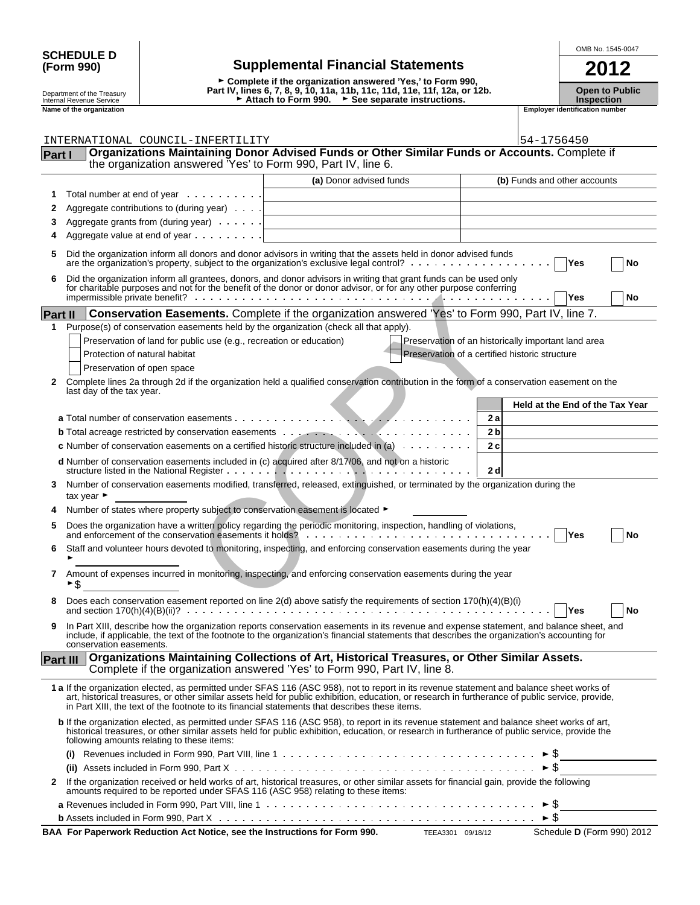**SCHEDULE D (Form 990)**

Department of the Treasury
Internal Revenue Service

# Supplemental Financial Statements

► Complete if the organization answered 'Yes,' to Form 990, Part IV, lines 6, 7, 8, 9, 10, 11a, 11b, 11c, 11d, 11e, 11f, 12a, or 12b.
► Attach to Form 990. ► See separate instructions.

OMB No. 1545-0047

**2012**

**Open to Public Inspection**

**Name of the organization**: INTERNATIONAL COUNCIL-INFERTILITY

**Employer identification number**: 54-1756450

## Part I Organizations Maintaining Donor Advised Funds or Other Similar Funds or Accounts. 

Complete if the organization answered 'Yes' to Form 990, Part IV, line 6.

| | | (a) Donor advised funds | (b) Funds and other accounts |
|---|---|---|---|
| 1 | Total number at end of year | | |
| 2 | Aggregate contributions to (during year) | | |
| 3 | Aggregate grants from (during year) | | |
| 4 | Aggregate value at end of year | | |

5 Did the organization inform all donors and donor advisors in writing that the assets held in donor advised funds are the organization's property, subject to the organization's exclusive legal control? Yes No

6 Did the organization inform all grantees, donors, and donor advisors in writing that grant funds can be used only for charitable purposes and not for the benefit of the donor or donor advisor, or for any other purpose conferring impermissible private benefit? Yes No

## Part II Conservation Easements. 

Complete if the organization answered 'Yes' to Form 990, Part IV, line 7.

1 Purpose(s) of conservation easements held by the organization (check all that apply).

- Preservation of land for public use (e.g., recreation or education)
- Protection of natural habitat
- Preservation of open space
- Preservation of an historically important land area
- Preservation of a certified historic structure

2 Complete lines 2a through 2d if the organization held a qualified conservation contribution in the form of a conservation easement on the last day of the tax year.

| | | Held at the End of the Tax Year |
|---|---|---|
| **a** Total number of conservation easements | 2a | |
| **b** Total acreage restricted by conservation easements | 2b | |
| **c** Number of conservation easements on a certified historic structure included in (a) | 2c | |
| **d** Number of conservation easements included in (c) acquired after 8/17/06, and not on a historic structure listed in the National Register | 2d | |

3 Number of conservation easements modified, transferred, released, extinguished, or terminated by the organization during the tax year ►

4 Number of states where property subject to conservation easement is located ►

5 Does the organization have a written policy regarding the periodic monitoring, inspection, handling of violations, and enforcement of the conservation easements it holds? Yes No

6 Staff and volunteer hours devoted to monitoring, inspecting, and enforcing conservation easements during the year ►

7 Amount of expenses incurred in monitoring, inspecting, and enforcing conservation easements during the year ►$

8 Does each conservation easement reported on line 2(d) above satisfy the requirements of section 170(h)(4)(B)(i) and section 170(h)(4)(B)(ii)? Yes No

9 In Part XIII, describe how the organization reports conservation easements in its revenue and expense statement, and balance sheet, and include, if applicable, the text of the footnote to the organization's financial statements that describes the organization's accounting for conservation easements.

## Part III Organizations Maintaining Collections of Art, Historical Treasures, or Other Similar Assets.

Complete if the organization answered 'Yes' to Form 990, Part IV, line 8.

**1 a** If the organization elected, as permitted under SFAS 116 (ASC 958), not to report in its revenue statement and balance sheet works of art, historical treasures, or other similar assets held for public exhibition, education, or research in furtherance of public service, provide, in Part XIII, the text of the footnote to its financial statements that describes these items.

**b** If the organization elected, as permitted under SFAS 116 (ASC 958), to report in its revenue statement and balance sheet works of art, historical treasures, or other similar assets held for public exhibition, education, or research in furtherance of public service, provide the following amounts relating to these items:

(i) Revenues included in Form 990, Part VIII, line 1 ► $

(ii) Assets included in Form 990, Part X ► $

2 If the organization received or held works of art, historical treasures, or other similar assets for financial gain, provide the following amounts required to be reported under SFAS 116 (ASC 958) relating to these items:

**a** Revenues included in Form 990, Part VIII, line 1 ► $

**b** Assets included in Form 990, Part X ► $

**BAA For Paperwork Reduction Act Notice, see the Instructions for Form 990.** TEEA3301 09/18/12 Schedule **D** (Form 990) 2012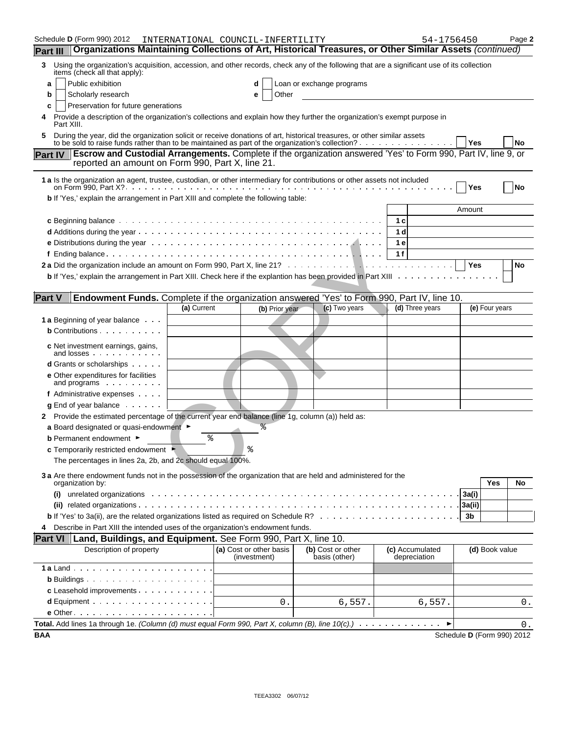Schedule D (Form 990) 2012 INTERNATIONAL COUNCIL-INFERTILITY 54-1756450 Page 2

**Part III** **Organizations Maintaining Collections of Art, Historical Treasures, or Other Similar Assets** *(continued)*

3 Using the organization's acquisition, accession, and other records, check any of the following that are a significant use of its collection items (check all that apply):

a [ ] Public exhibition
b [ ] Scholarly research
c [ ] Preservation for future generations
d [ ] Loan or exchange programs
e [ ] Other

4 Provide a description of the organization's collections and explain how they further the organization's exempt purpose in Part XIII.

5 During the year, did the organization solicit or receive donations of art, historical treasures, or other similar assets to be sold to raise funds rather than to be maintained as part of the organization's collection? [ ] Yes [ ] No

**Part IV** **Escrow and Custodial Arrangements.** Complete if the organization answered 'Yes' to Form 990, Part IV, line 9, or reported an amount on Form 990, Part X, line 21.

1 a Is the organization an agent, trustee, custodian, or other intermediary for contributions or other assets not included on Form 990, Part X? [ ] Yes [ ] No

b If 'Yes,' explain the arrangement in Part XIII and complete the following table:

| | | Amount |
|---|---|---|
| c Beginning balance | 1c | |
| d Additions during the year | 1d | |
| e Distributions during the year | 1e | |
| f Ending balance | 1f | |

2 a Did the organization include an amount on Form 990, Part X, line 21? [ ] Yes [ ] No

b If 'Yes,' explain the arrangement in Part XIII. Check here if the explanation has been provided in Part XIII [ ]

**Part V** **Endowment Funds.** Complete if the organization answered 'Yes' to Form 990, Part IV, line 10.

| | (a) Current | (b) Prior year | (c) Two years | (d) Three years | (e) Four years |
|---|---|---|---|---|---|
| 1 a Beginning of year balance | | | | | |
| b Contributions | | | | | |
| c Net investment earnings, gains, and losses | | | | | |
| d Grants or scholarships | | | | | |
| e Other expenditures for facilities and programs | | | | | |
| f Administrative expenses | | | | | |
| g End of year balance | | | | | |

2 Provide the estimated percentage of the current year end balance (line 1g, column (a)) held as:

a Board designated or quasi-endowment ► %

b Permanent endowment ► %

c Temporarily restricted endowment ► %

The percentages in lines 2a, 2b, and 2c should equal 100%.

3 a Are there endowment funds not in the possession of the organization that are held and administered for the organization by:

| | | Yes | No |
|---|---|---|---|
| (i) unrelated organizations | 3a(i) | | |
| (ii) related organizations | 3a(ii) | | |
| b If 'Yes' to 3a(ii), are the related organizations listed as required on Schedule R? | 3b | | |

4 Describe in Part XIII the intended uses of the organization's endowment funds.

**Part VI** **Land, Buildings, and Equipment.** See Form 990, Part X, line 10.

| Description of property | (a) Cost or other basis (investment) | (b) Cost or other basis (other) | (c) Accumulated depreciation | (d) Book value |
|---|---|---|---|---|
| 1 a Land | | | | |
| b Buildings | | | | |
| c Leasehold improvements | | | | |
| d Equipment | 0. | 6,557. | 6,557. | 0. |
| e Other | | | | |

**Total.** Add lines 1a through 1e. *(Column (d) must equal Form 990, Part X, column (B), line 10(c).)* ► 0.

BAA Schedule D (Form 990) 2012

TEEA3302 06/07/12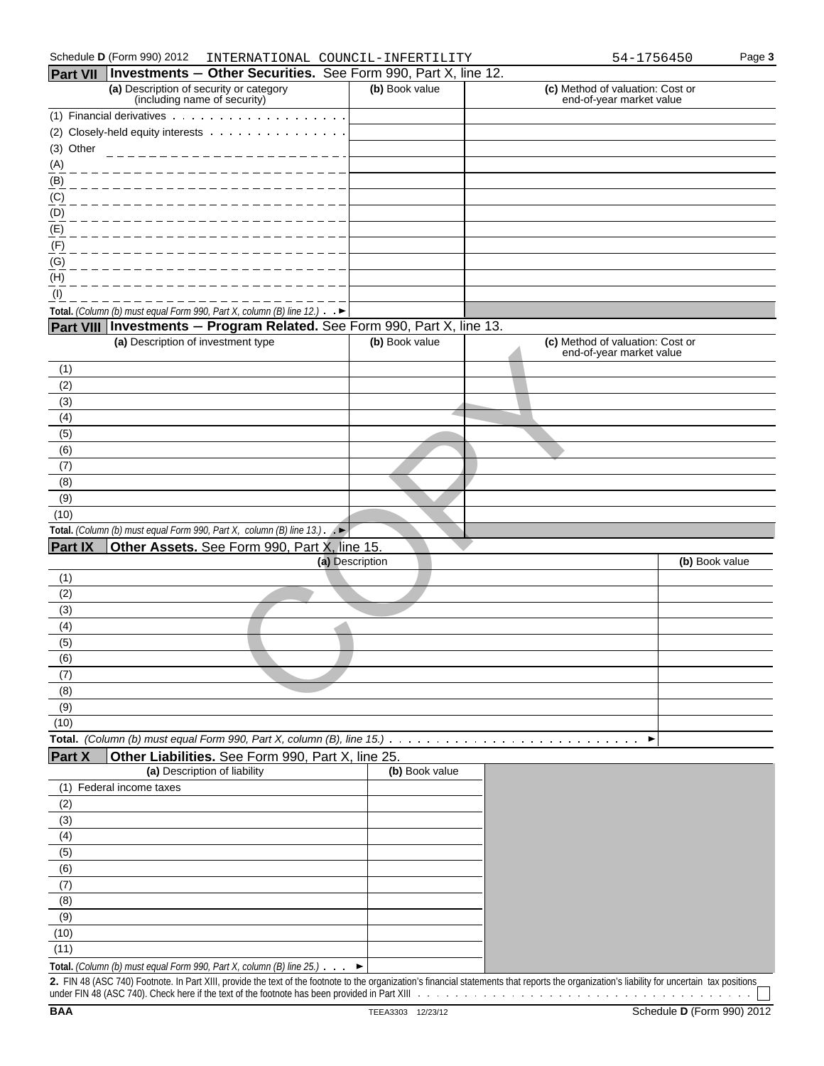Schedule D (Form 990) 2012 INTERNATIONAL COUNCIL-INFERTILITY 54-1756450

## Part VII Investments — Other Securities. See Form 990, Part X, line 12.

| (a) Description of security or category (including name of security) | (b) Book value | (c) Method of valuation: Cost or end-of-year market value |
|---|---|---|
| (1) Financial derivatives | | |
| (2) Closely-held equity interests | | |
| (3) Other | | |
| (A) | | |
| (B) | | |
| (C) | | |
| (D) | | |
| (E) | | |
| (F) | | |
| (G) | | |
| (H) | | |
| (I) | | |
| **Total.** *(Column (b) must equal Form 990, Part X, column (B) line 12.)* ► | | |

## Part VIII Investments — Program Related. See Form 990, Part X, line 13.

| (a) Description of investment type | (b) Book value | (c) Method of valuation: Cost or end-of-year market value |
|---|---|---|
| (1) | | |
| (2) | | |
| (3) | | |
| (4) | | |
| (5) | | |
| (6) | | |
| (7) | | |
| (8) | | |
| (9) | | |
| (10) | | |
| **Total.** *(Column (b) must equal Form 990, Part X, column (B) line 13.)* ► | | |

## Part IX Other Assets. See Form 990, Part X, line 15.

| (a) Description | (b) Book value |
|---|---|
| (1) | |
| (2) | |
| (3) | |
| (4) | |
| (5) | |
| (6) | |
| (7) | |
| (8) | |
| (9) | |
| (10) | |
| **Total.** *(Column (b) must equal Form 990, Part X, column (B), line 15.)* ► | |

## Part X Other Liabilities. See Form 990, Part X, line 25.

| (a) Description of liability | (b) Book value |
|---|---|
| (1) Federal income taxes | |
| (2) | |
| (3) | |
| (4) | |
| (5) | |
| (6) | |
| (7) | |
| (8) | |
| (9) | |
| (10) | |
| (11) | |
| **Total.** *(Column (b) must equal Form 990, Part X, column (B) line 25.)* ► | |

**2.** FIN 48 (ASC 740) Footnote. In Part XIII, provide the text of the footnote to the organization's financial statements that reports the organization's liability for uncertain tax positions under FIN 48 (ASC 740). Check here if the text of the footnote has been provided in Part XIII ☐

BAA TEEA3303 12/23/12 Schedule D (Form 990) 2012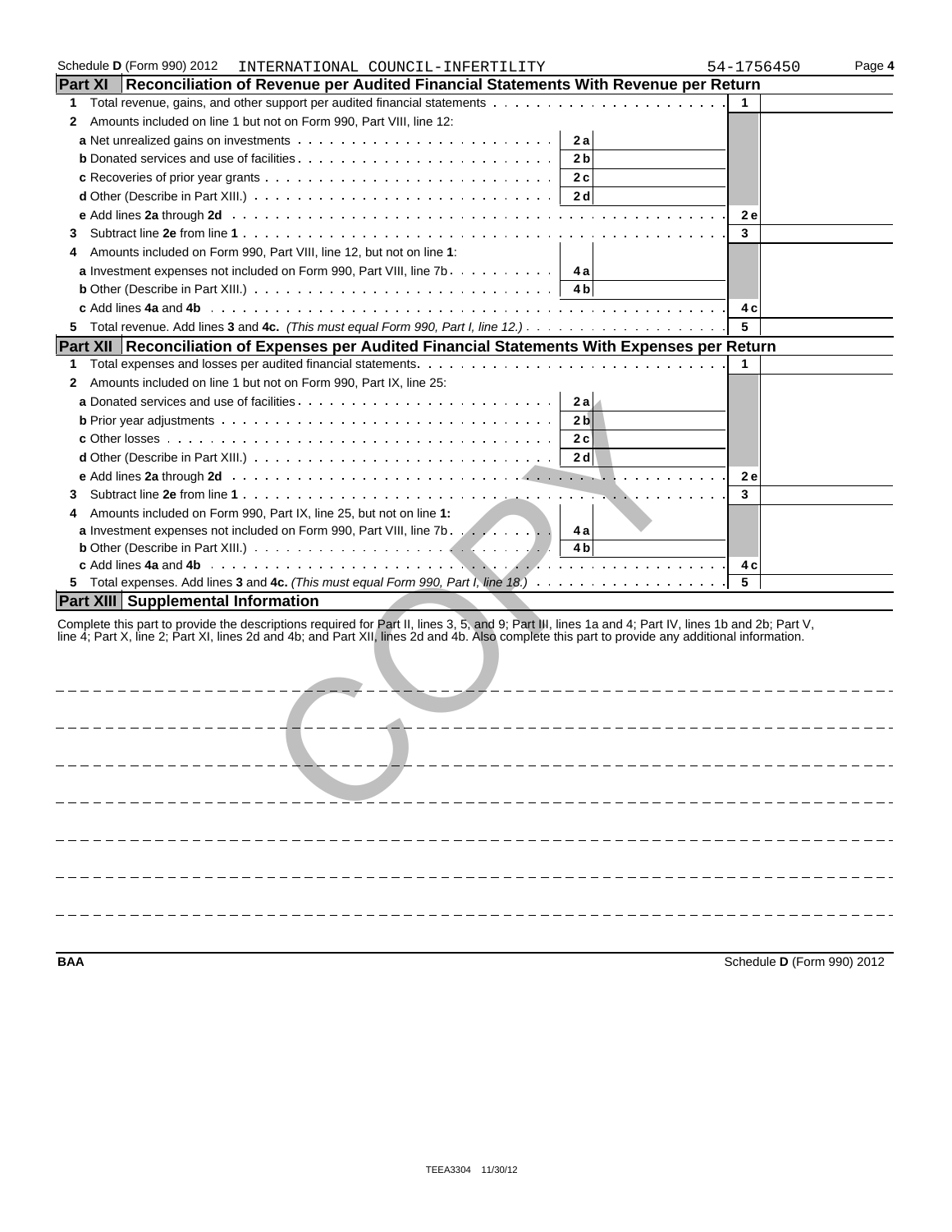Schedule D (Form 990) 2012 INTERNATIONAL COUNCIL-INFERTILITY 54-1756450 Page 4

## Part XI Reconciliation of Revenue per Audited Financial Statements With Revenue per Return

| | | | | |
|---|---|---|---|---|
| 1 | Total revenue, gains, and other support per audited financial statements | | 1 | |
| 2 | Amounts included on line 1 but not on Form 990, Part VIII, line 12: | | | |
| | a Net unrealized gains on investments | 2a | | |
| | b Donated services and use of facilities | 2b | | |
| | c Recoveries of prior year grants | 2c | | |
| | d Other (Describe in Part XIII.) | 2d | | |
| | e Add lines 2a through 2d | | 2e | |
| 3 | Subtract line 2e from line 1 | | 3 | |
| 4 | Amounts included on Form 990, Part VIII, line 12, but not on line 1: | | | |
| | a Investment expenses not included on Form 990, Part VIII, line 7b | 4a | | |
| | b Other (Describe in Part XIII.) | 4b | | |
| | c Add lines 4a and 4b | | 4c | |
| 5 | Total revenue. Add lines 3 and 4c. *(This must equal Form 990, Part I, line 12.)* | | 5 | |

## Part XII Reconciliation of Expenses per Audited Financial Statements With Expenses per Return

| | | | | |
|---|---|---|---|---|
| 1 | Total expenses and losses per audited financial statements | | 1 | |
| 2 | Amounts included on line 1 but not on Form 990, Part IX, line 25: | | | |
| | a Donated services and use of facilities | 2a | | |
| | b Prior year adjustments | 2b | | |
| | c Other losses | 2c | | |
| | d Other (Describe in Part XIII.) | 2d | | |
| | e Add lines 2a through 2d | | 2e | |
| 3 | Subtract line 2e from line 1 | | 3 | |
| 4 | Amounts included on Form 990, Part IX, line 25, but not on line 1: | | | |
| | a Investment expenses not included on Form 990, Part VIII, line 7b | 4a | | |
| | b Other (Describe in Part XIII.) | 4b | | |
| | c Add lines 4a and 4b | | 4c | |
| 5 | Total expenses. Add lines 3 and 4c. *(This must equal Form 990, Part I, line 18.)* | | 5 | |

## Part XIII Supplemental Information

Complete this part to provide the descriptions required for Part II, lines 3, 5, and 9; Part III, lines 1a and 4; Part IV, lines 1b and 2b; Part V, line 4; Part X, line 2; Part XI, lines 2d and 4b; and Part XII, lines 2d and 4b. Also complete this part to provide any additional information.

COPY

BAA Schedule D (Form 990) 2012

TEEA3304 11/30/12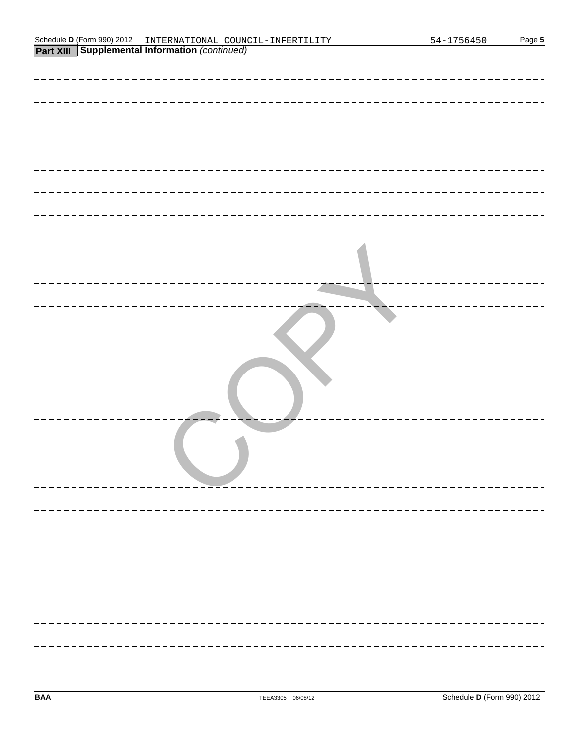## Part XIII Supplemental Information *(continued)*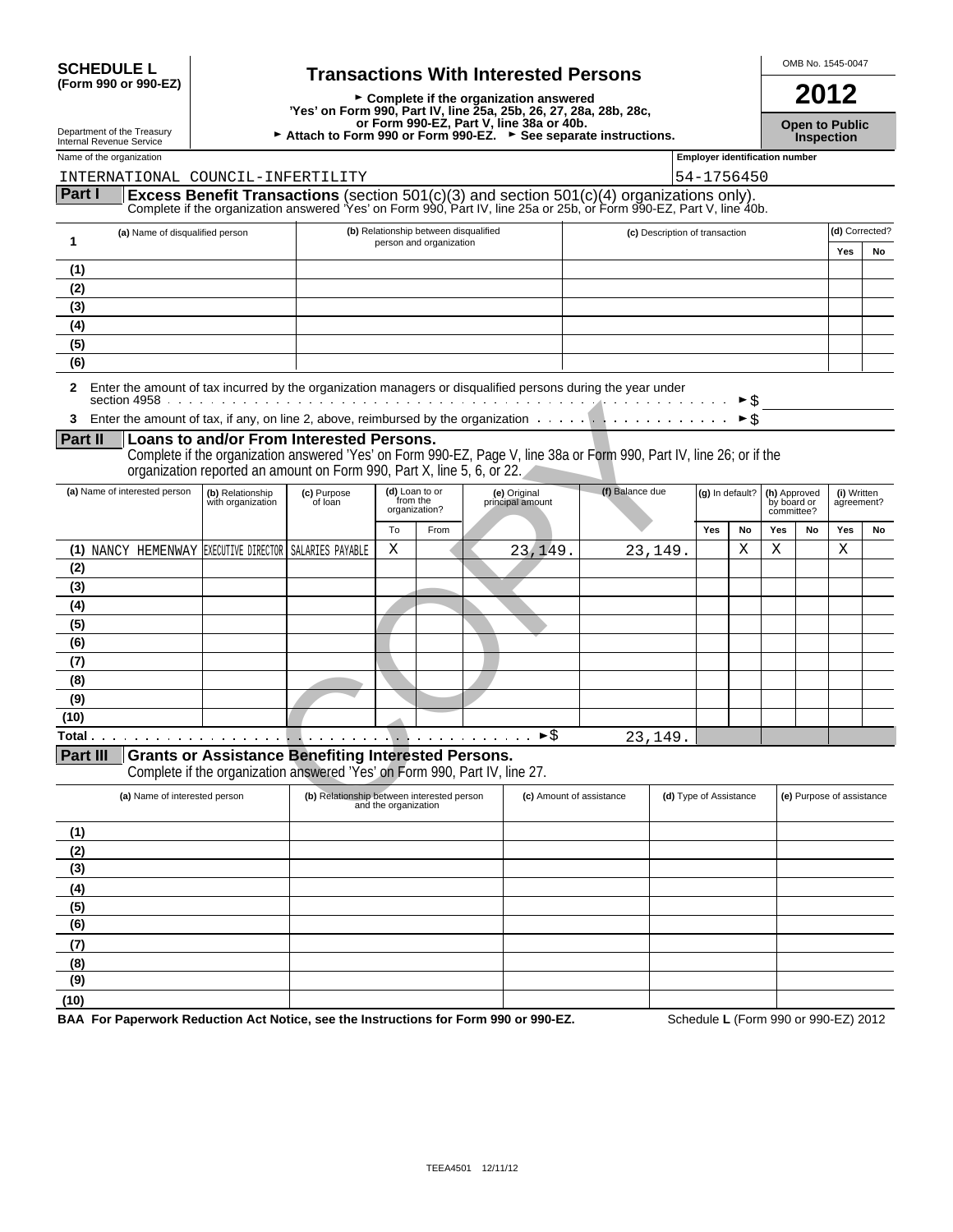# SCHEDULE L (Form 990 or 990-EZ)

## Transactions With Interested Persons

► Complete if the organization answered 'Yes' on Form 990, Part IV, line 25a, 25b, 26, 27, 28a, 28b, 28c, or Form 990-EZ, Part V, line 38a or 40b.

► Attach to Form 990 or Form 990-EZ. ► See separate instructions.

Department of the Treasury
Internal Revenue Service

OMB No. 1545-0047

**2012**

**Open to Public Inspection**

Name of the organization: INTERNATIONAL COUNCIL-INFERTILITY

Employer identification number: 54-1756450

## Part I Excess Benefit Transactions (section 501(c)(3) and section 501(c)(4) organizations only).

Complete if the organization answered 'Yes' on Form 990, Part IV, line 25a or 25b, or Form 990-EZ, Part V, line 40b.

| 1 | (a) Name of disqualified person | (b) Relationship between disqualified person and organization | (c) Description of transaction | (d) Corrected? Yes | No |
|---|---|---|---|---|---|
| (1) | | | | | |
| (2) | | | | | |
| (3) | | | | | |
| (4) | | | | | |
| (5) | | | | | |
| (6) | | | | | |

2 Enter the amount of tax incurred by the organization managers or disqualified persons during the year under section 4958 ► $

3 Enter the amount of tax, if any, on line 2, above, reimbursed by the organization ► $

## Part II Loans to and/or From Interested Persons.

Complete if the organization answered 'Yes' on Form 990-EZ, Page V, line 38a or Form 990, Part IV, line 26; or if the organization reported an amount on Form 990, Part X, line 5, 6, or 22.

| | (a) Name of interested person | (b) Relationship with organization | (c) Purpose of loan | (d) Loan to or from the organization? | | (e) Original principal amount | (f) Balance due | (g) In default? | | (h) Approved by board or committee? | | (i) Written agreement? | |
|---|---|---|---|---|---|---|---|---|---|---|---|---|---|
| | | | | To | From | | | Yes | No | Yes | No | Yes | No |
| (1) | NANCY HEMENWAY | EXECUTIVE DIRECTOR | SALARIES PAYABLE | X | | 23,149. | 23,149. | | X | X | | X | |
| (2) | | | | | | | | | | | | | |
| (3) | | | | | | | | | | | | | |
| (4) | | | | | | | | | | | | | |
| (5) | | | | | | | | | | | | | |
| (6) | | | | | | | | | | | | | |
| (7) | | | | | | | | | | | | | |
| (8) | | | | | | | | | | | | | |
| (9) | | | | | | | | | | | | | |
| (10) | | | | | | | | | | | | | |
| Total | | | | | | ► $ | 23,149. | | | | | | |

## Part III Grants or Assistance Benefiting Interested Persons.

Complete if the organization answered 'Yes' on Form 990, Part IV, line 27.

| | (a) Name of interested person | (b) Relationship between interested person and the organization | (c) Amount of assistance | (d) Type of Assistance | (e) Purpose of assistance |
|---|---|---|---|---|---|
| (1) | | | | | |
| (2) | | | | | |
| (3) | | | | | |
| (4) | | | | | |
| (5) | | | | | |
| (6) | | | | | |
| (7) | | | | | |
| (8) | | | | | |
| (9) | | | | | |
| (10) | | | | | |

BAA For Paperwork Reduction Act Notice, see the Instructions for Form 990 or 990-EZ. Schedule L (Form 990 or 990-EZ) 2012

TEEA4501 12/11/12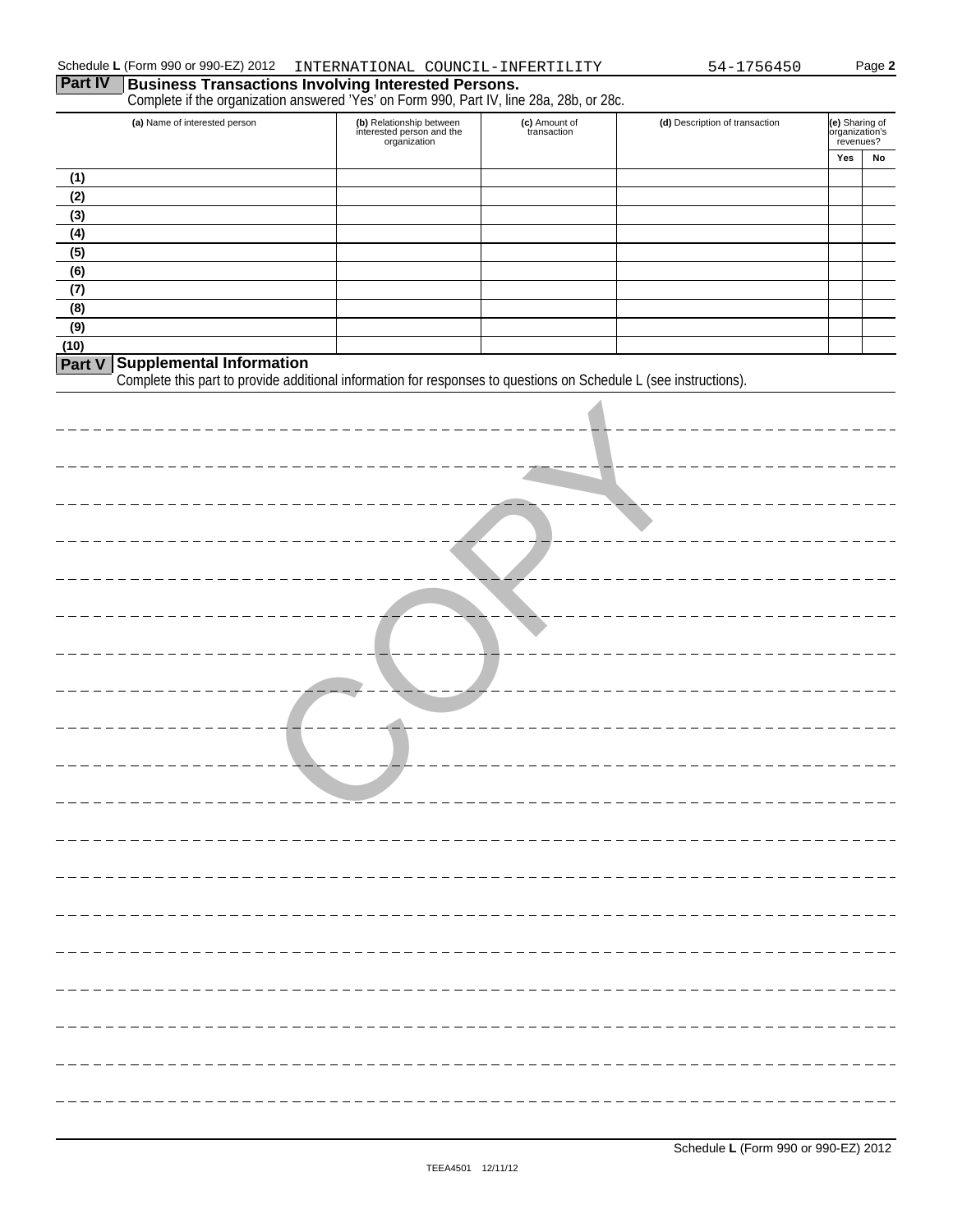Schedule L (Form 990 or 990-EZ) 2012 INTERNATIONAL COUNCIL-INFERTILITY 54-1756450

## Part IV Business Transactions Involving Interested Persons.

Complete if the organization answered 'Yes' on Form 990, Part IV, line 28a, 28b, or 28c.

| (a) Name of interested person | (b) Relationship between interested person and the organization | (c) Amount of transaction | (d) Description of transaction | (e) Sharing of organization's revenues? | |
|---|---|---|---|---|---|
| | | | | Yes | No |
| (1) | | | | | |
| (2) | | | | | |
| (3) | | | | | |
| (4) | | | | | |
| (5) | | | | | |
| (6) | | | | | |
| (7) | | | | | |
| (8) | | | | | |
| (9) | | | | | |
| (10) | | | | | |

## Part V Supplemental Information

Complete this part to provide additional information for responses to questions on Schedule L (see instructions).

COPY

Schedule L (Form 990 or 990-EZ) 2012

TEEA4501 12/11/12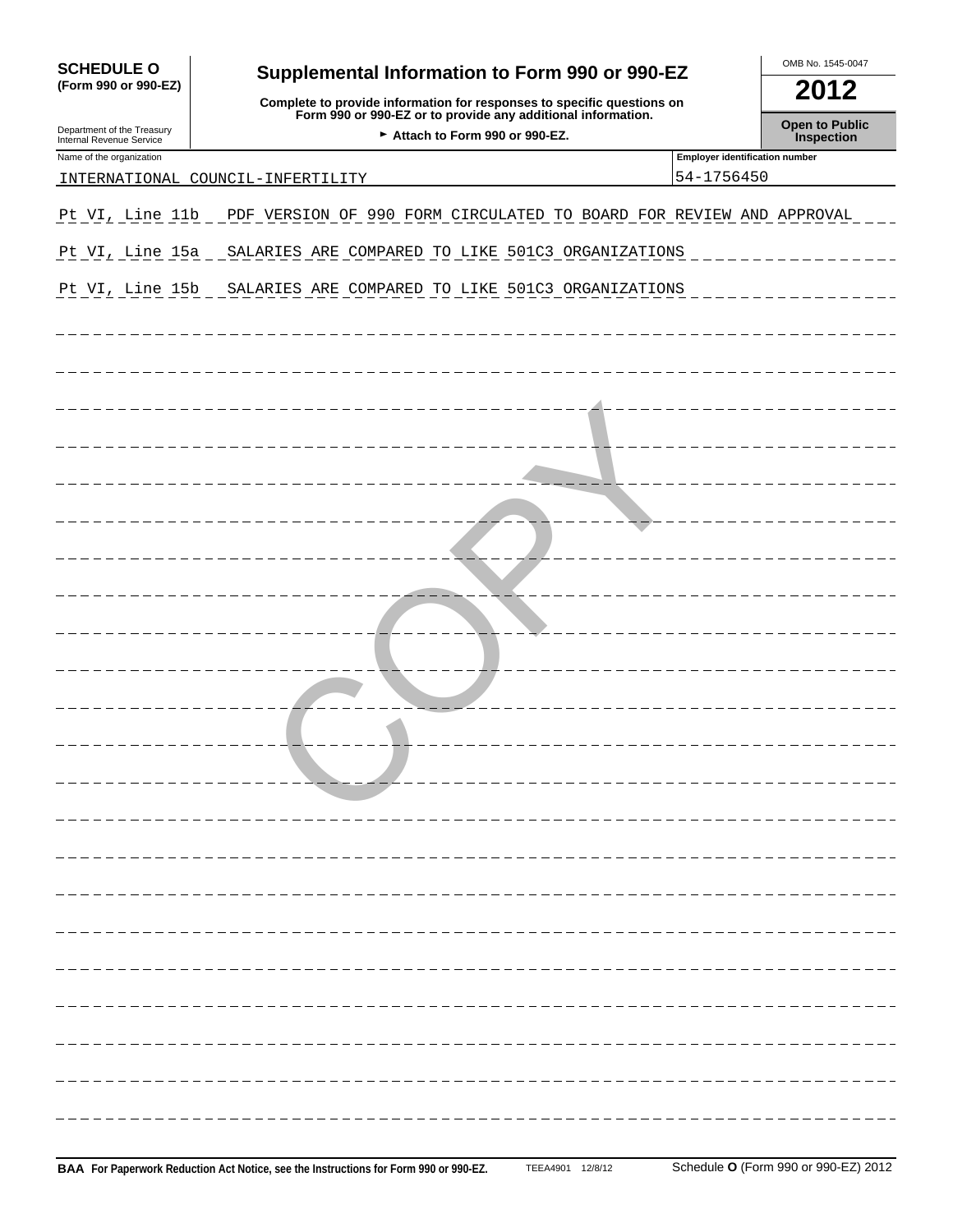# SCHEDULE O (Form 990 or 990-EZ)

## Supplemental Information to Form 990 or 990-EZ

**Complete to provide information for responses to specific questions on Form 990 or 990-EZ or to provide any additional information.**

► Attach to Form 990 or 990-EZ.

OMB No. 1545-0047

**2012**

**Open to Public Inspection**

Department of the Treasury
Internal Revenue Service

| Name of the organization | Employer identification number |
| --- | --- |
| INTERNATIONAL COUNCIL-INFERTILITY | 54-1756450 |

Pt VI, Line 11b PDF VERSION OF 990 FORM CIRCULATED TO BOARD FOR REVIEW AND APPROVAL

Pt VI, Line 15a SALARIES ARE COMPARED TO LIKE 501C3 ORGANIZATIONS

Pt VI, Line 15b SALARIES ARE COMPARED TO LIKE 501C3 ORGANIZATIONS

COPY

**BAA For Paperwork Reduction Act Notice, see the Instructions for Form 990 or 990-EZ.** TEEA4901 12/8/12 Schedule **O** (Form 990 or 990-EZ) 2012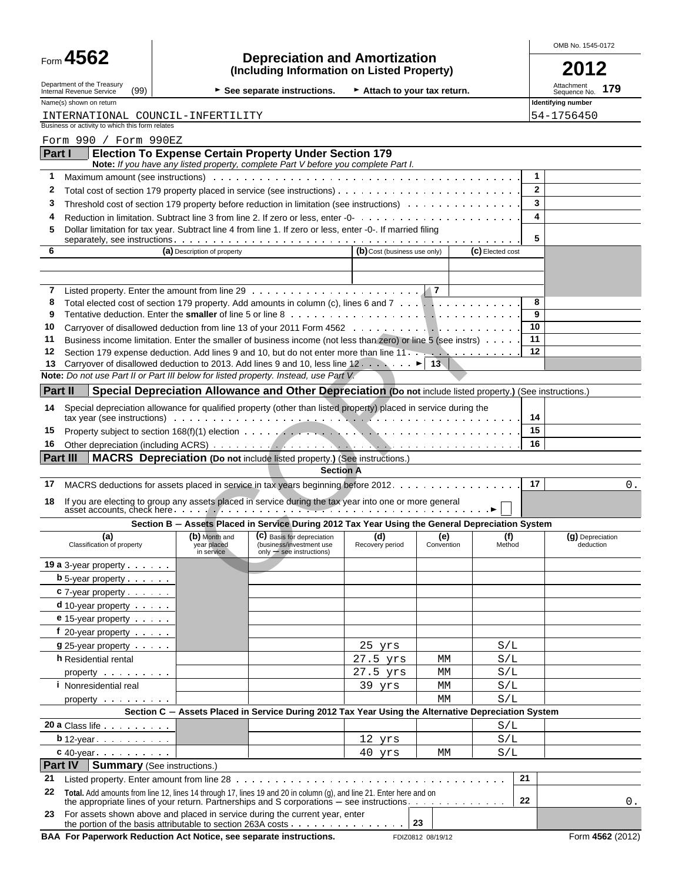Form **4562**

# Depreciation and Amortization
**(Including Information on Listed Property)**

OMB No. 1545-0172

**2012**

Department of the Treasury Internal Revenue Service (99)

► See separate instructions. ► Attach to your tax return.

Attachment Sequence No. **179**

Name(s) shown on return: INTERNATIONAL COUNCIL-INFERTILITY

Identifying number: 54-1756450

Business or activity to which this form relates: Form 990 / Form 990EZ

## Part I — Election To Expense Certain Property Under Section 179

**Note:** *If you have any listed property, complete Part V before you complete Part I.*

| | | | |
|---|---|---|---|
| 1 | Maximum amount (see instructions) | 1 | |
| 2 | Total cost of section 179 property placed in service (see instructions) | 2 | |
| 3 | Threshold cost of section 179 property before reduction in limitation (see instructions) | 3 | |
| 4 | Reduction in limitation. Subtract line 3 from line 2. If zero or less, enter -0- | 4 | |
| 5 | Dollar limitation for tax year. Subtract line 4 from line 1. If zero or less, enter -0-. If married filing separately, see instructions | 5 | |

| 6 | (a) Description of property | (b) Cost (business use only) | (c) Elected cost |
|---|---|---|---|
| | | | |
| | | | |

| | | | |
|---|---|---|---|
| 7 | Listed property. Enter the amount from line 29 | 7 | |
| 8 | Total elected cost of section 179 property. Add amounts in column (c), lines 6 and 7 | 8 | |
| 9 | Tentative deduction. Enter the **smaller** of line 5 or line 8 | 9 | |
| 10 | Carryover of disallowed deduction from line 13 of your 2011 Form 4562 | 10 | |
| 11 | Business income limitation. Enter the smaller of business income (not less than zero) or line 5 (see instrs) | 11 | |
| 12 | Section 179 expense deduction. Add lines 9 and 10, but do not enter more than line 11 | 12 | |
| 13 | Carryover of disallowed deduction to 2013. Add lines 9 and 10, less line 12 ► | 13 | |

**Note:** *Do not use Part II or Part III below for listed property. Instead, use Part V.*

## Part II — Special Depreciation Allowance and Other Depreciation (Do not include listed property.) (See instructions.)

| | | | |
|---|---|---|---|
| 14 | Special depreciation allowance for qualified property (other than listed property) placed in service during the tax year (see instructions) | 14 | |
| 15 | Property subject to section 168(f)(1) election | 15 | |
| 16 | Other depreciation (including ACRS) | 16 | |

## Part III — MACRS Depreciation (Do not include listed property.) (See instructions.)

**Section A**

| | | | |
|---|---|---|---|
| 17 | MACRS deductions for assets placed in service in tax years beginning before 2012 | 17 | 0. |
| 18 | If you are electing to group any assets placed in service during the tax year into one or more general asset accounts, check here ► ☐ | | |

**Section B — Assets Placed in Service During 2012 Tax Year Using the General Depreciation System**

| (a) Classification of property | (b) Month and year placed in service | (c) Basis for depreciation (business/investment use only — see instructions) | (d) Recovery period | (e) Convention | (f) Method | (g) Depreciation deduction |
|---|---|---|---|---|---|---|
| 19 a 3-year property | | | | | | |
| b 5-year property | | | | | | |
| c 7-year property | | | | | | |
| d 10-year property | | | | | | |
| e 15-year property | | | | | | |
| f 20-year property | | | | | | |
| g 25-year property | | | 25 yrs | | S/L | |
| h Residential rental property | | | 27.5 yrs | MM | S/L | |
| | | | 27.5 yrs | MM | S/L | |
| i Nonresidential real property | | | 39 yrs | MM | S/L | |
| | | | | MM | S/L | |

**Section C — Assets Placed in Service During 2012 Tax Year Using the Alternative Depreciation System**

| (a) Classification of property | (b) Month and year placed in service | (c) Basis for depreciation | (d) Recovery period | (e) Convention | (f) Method | (g) Depreciation deduction |
|---|---|---|---|---|---|---|
| 20 a Class life | | | | | S/L | |
| b 12-year | | | 12 yrs | | S/L | |
| c 40-year | | | 40 yrs | MM | S/L | |

## Part IV — Summary (See instructions.)

| | | | |
|---|---|---|---|
| 21 | Listed property. Enter amount from line 28 | 21 | |
| 22 | **Total.** Add amounts from line 12, lines 14 through 17, lines 19 and 20 in column (g), and line 21. Enter here and on the appropriate lines of your return. Partnerships and S corporations — see instructions | 22 | 0. |
| 23 | For assets shown above and placed in service during the current year, enter the portion of the basis attributable to section 263A costs | 23 | |

**BAA For Paperwork Reduction Act Notice, see separate instructions.** FDIZ0812 08/19/12 Form **4562** (2012)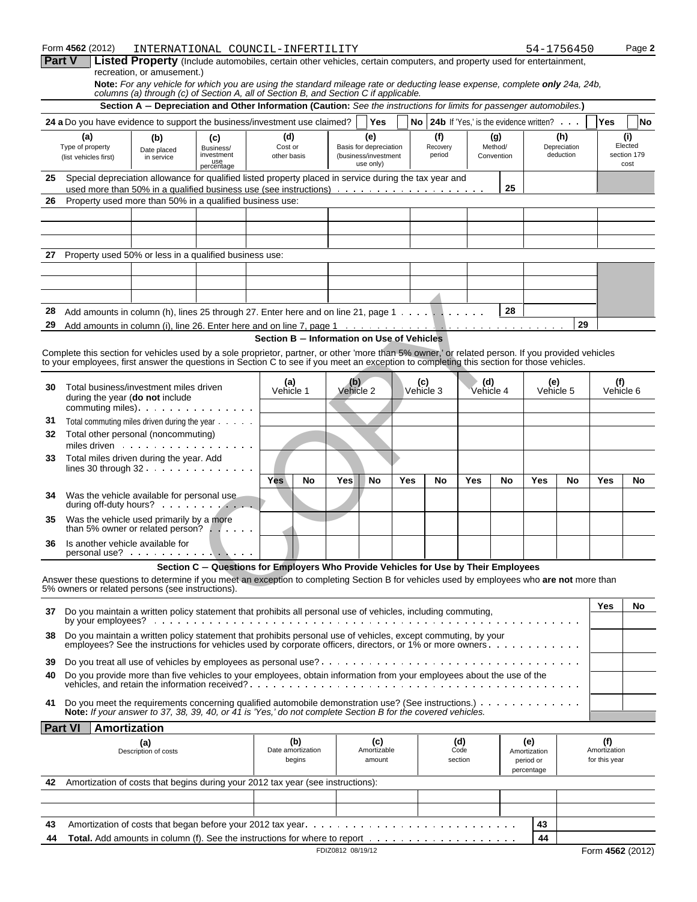Form 4562 (2012) INTERNATIONAL COUNCIL-INFERTILITY 54-1756450 Page 2

**Part V** **Listed Property** (Include automobiles, certain other vehicles, certain computers, and property used for entertainment, recreation, or amusement.)

**Note:** *For any vehicle for which you are using the standard mileage rate or deducting lease expense, complete* ***only*** *24a, 24b, columns (a) through (c) of Section A, all of Section B, and Section C if applicable.*

**Section A — Depreciation and Other Information (Caution:** *See the instructions for limits for passenger automobiles.***)**

**24 a** Do you have evidence to support the business/investment use claimed? Yes No **24b** If 'Yes,' is the evidence written? Yes No

| (a) Type of property (list vehicles first) | (b) Date placed in service | (c) Business/investment use percentage | (d) Cost or other basis | (e) Basis for depreciation (business/investment use only) | (f) Recovery period | (g) Method/Convention | (h) Depreciation deduction | (i) Elected section 179 cost |
|---|---|---|---|---|---|---|---|---|
| **25** Special depreciation allowance for qualified listed property placed in service during the tax year and used more than 50% in a qualified business use (see instructions) | | | | | | 25 | | |
| **26** Property used more than 50% in a qualified business use: | | | | | | | | |
| | | | | | | | | |
| | | | | | | | | |
| | | | | | | | | |
| **27** Property used 50% or less in a qualified business use: | | | | | | | | |
| | | | | | | | | |
| | | | | | | | | |
| | | | | | | | | |
| **28** Add amounts in column (h), lines 25 through 27. Enter here and on line 21, page 1 | | | | | | 28 | | |
| **29** Add amounts in column (i), line 26. Enter here and on line 7, page 1 | | | | | | | 29 | |

**Section B — Information on Use of Vehicles**

Complete this section for vehicles used by a sole proprietor, partner, or other 'more than 5% owner,' or related person. If you provided vehicles to your employees, first answer the questions in Section C to see if you meet an exception to completing this section for those vehicles.

| | (a) Vehicle 1 | | (b) Vehicle 2 | | (c) Vehicle 3 | | (d) Vehicle 4 | | (e) Vehicle 5 | | (f) Vehicle 6 | |
|---|---|---|---|---|---|---|---|---|---|---|---|---|
| **30** Total business/investment miles driven during the year (**do not** include commuting miles) | | | | | | | | | | | | |
| **31** Total commuting miles driven during the year | | | | | | | | | | | | |
| **32** Total other personal (noncommuting) miles driven | | | | | | | | | | | | |
| **33** Total miles driven during the year. Add lines 30 through 32 | | | | | | | | | | | | |
| | Yes | No | Yes | No | Yes | No | Yes | No | Yes | No | Yes | No |
| **34** Was the vehicle available for personal use during off-duty hours? | | | | | | | | | | | | |
| **35** Was the vehicle used primarily by a more than 5% owner or related person? | | | | | | | | | | | | |
| **36** Is another vehicle available for personal use? | | | | | | | | | | | | |

**Section C — Questions for Employers Who Provide Vehicles for Use by Their Employees**

Answer these questions to determine if you meet an exception to completing Section B for vehicles used by employees who **are not** more than 5% owners or related persons (see instructions).

| | Yes | No |
|---|---|---|
| **37** Do you maintain a written policy statement that prohibits all personal use of vehicles, including commuting, by your employees? | | |
| **38** Do you maintain a written policy statement that prohibits personal use of vehicles, except commuting, by your employees? See the instructions for vehicles used by corporate officers, directors, or 1% or more owners | | |
| **39** Do you treat all use of vehicles by employees as personal use? | | |
| **40** Do you provide more than five vehicles to your employees, obtain information from your employees about the use of the vehicles, and retain the information received? | | |
| **41** Do you meet the requirements concerning qualified automobile demonstration use? (See instructions.) | | |

**Note:** *If your answer to 37, 38, 39, 40, or 41 is 'Yes,' do not complete Section B for the covered vehicles.*

**Part VI** **Amortization**

| (a) Description of costs | (b) Date amortization begins | (c) Amortizable amount | (d) Code section | (e) Amortization period or percentage | (f) Amortization for this year |
|---|---|---|---|---|---|
| **42** Amortization of costs that begins during your 2012 tax year (see instructions): | | | | | |
| | | | | | |
| | | | | | |
| **43** Amortization of costs that began before your 2012 tax year | | | | 43 | |
| **44** **Total.** Add amounts in column (f). See the instructions for where to report | | | | 44 | |

FDIZ0812 08/19/12 Form **4562** (2012)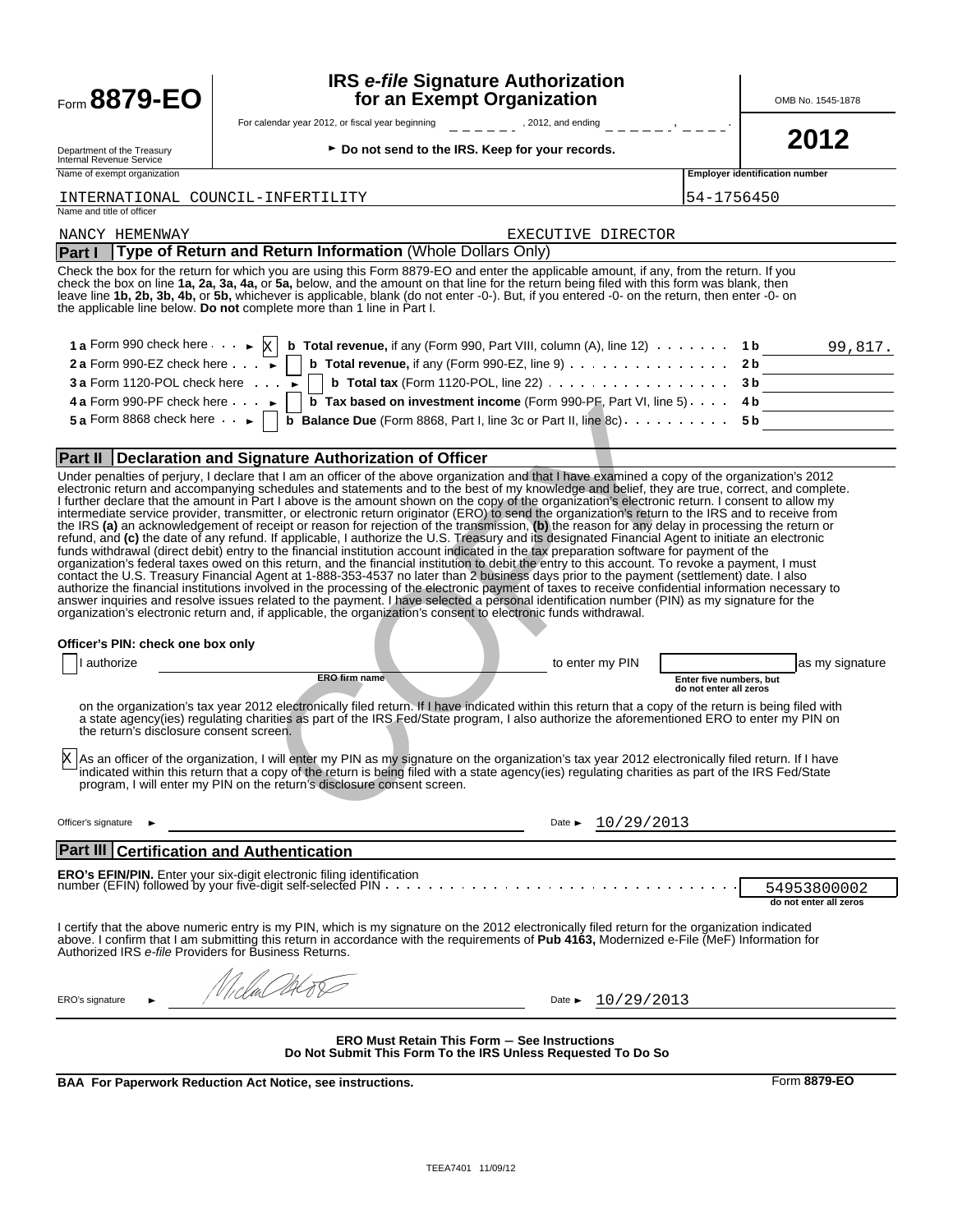Form **8879-EO**

# IRS *e-file* Signature Authorization for an Exempt Organization

For calendar year 2012, or fiscal year beginning , 2012, and ending ,

Department of the Treasury
Internal Revenue Service

► **Do not send to the IRS. Keep for your records.**

OMB No. 1545-1878

**2012**

| Name of exempt organization | Employer identification number |
|---|---|
| INTERNATIONAL COUNCIL-INFERTILITY | 54-1756450 |

Name and title of officer

NANCY HEMENWAY EXECUTIVE DIRECTOR

## Part I Type of Return and Return Information (Whole Dollars Only)

Check the box for the return for which you are using this Form 8879-EO and enter the applicable amount, if any, from the return. If you check the box on line **1a, 2a, 3a, 4a,** or **5a,** below, and the amount on that line for the return being filed with this form was blank, then leave line **1b, 2b, 3b, 4b,** or **5b,** whichever is applicable, blank (do not enter -0-). But, if you entered -0- on the return, then enter -0- on the applicable line below. **Do not** complete more than 1 line in Part I.

| | | | |
|---|---|---|---|
| **1 a** Form 990 check here ► [X] | **b Total revenue,** if any (Form 990, Part VIII, column (A), line 12) | **1 b** | 99,817. |
| **2 a** Form 990-EZ check here ► [ ] | **b Total revenue,** if any (Form 990-EZ, line 9) | **2 b** | |
| **3 a** Form 1120-POL check here ► [ ] | **b Total tax** (Form 1120-POL, line 22) | **3 b** | |
| **4 a** Form 990-PF check here ► [ ] | **b Tax based on investment income** (Form 990-PF, Part VI, line 5) | **4 b** | |
| **5 a** Form 8868 check here ► [ ] | **b Balance Due** (Form 8868, Part I, line 3c or Part II, line 8c) | **5 b** | |

## Part II Declaration and Signature Authorization of Officer

Under penalties of perjury, I declare that I am an officer of the above organization and that I have examined a copy of the organization's 2012 electronic return and accompanying schedules and statements and to the best of my knowledge and belief, they are true, correct, and complete. I further declare that the amount in Part I above is the amount shown on the copy of the organization's electronic return. I consent to allow my intermediate service provider, transmitter, or electronic return originator (ERO) to send the organization's return to the IRS and to receive from the IRS **(a)** an acknowledgement of receipt or reason for rejection of the transmission, **(b)** the reason for any delay in processing the return or refund, and **(c)** the date of any refund. If applicable, I authorize the U.S. Treasury and its designated Financial Agent to initiate an electronic funds withdrawal (direct debit) entry to the financial institution account indicated in the tax preparation software for payment of the organization's federal taxes owed on this return, and the financial institution to debit the entry to this account. To revoke a payment, I must contact the U.S. Treasury Financial Agent at 1-888-353-4537 no later than 2 business days prior to the payment (settlement) date. I also authorize the financial institutions involved in the processing of the electronic payment of taxes to receive confidential information necessary to answer inquiries and resolve issues related to the payment. I have selected a personal identification number (PIN) as my signature for the organization's electronic return and, if applicable, the organization's consent to electronic funds withdrawal.

**Officer's PIN: check one box only**

[ ] I authorize ______________ (ERO firm name) to enter my PIN ______ (Enter five numbers, but do not enter all zeros) as my signature on the organization's tax year 2012 electronically filed return. If I have indicated within this return that a copy of the return is being filed with a state agency(ies) regulating charities as part of the IRS Fed/State program, I also authorize the aforementioned ERO to enter my PIN on the return's disclosure consent screen.

[X] As an officer of the organization, I will enter my PIN as my signature on the organization's tax year 2012 electronically filed return. If I have indicated within this return that a copy of the return is being filed with a state agency(ies) regulating charities as part of the IRS Fed/State program, I will enter my PIN on the return's disclosure consent screen.

Officer's signature ► Date ► 10/29/2013

## Part III Certification and Authentication

**ERO's EFIN/PIN.** Enter your six-digit electronic filing identification number (EFIN) followed by your five-digit self-selected PIN: 54953800002 (do not enter all zeros)

I certify that the above numeric entry is my PIN, which is my signature on the 2012 electronically filed return for the organization indicated above. I confirm that I am submitting this return in accordance with the requirements of **Pub 4163,** Modernized e-File (MeF) Information for Authorized IRS *e-file* Providers for Business Returns.

ERO's signature ► [signature] Date ► 10/29/2013

**ERO Must Retain This Form – See Instructions**
**Do Not Submit This Form To the IRS Unless Requested To Do So**

**BAA For Paperwork Reduction Act Notice, see instructions.** Form **8879-EO**

TEEA7401 11/09/12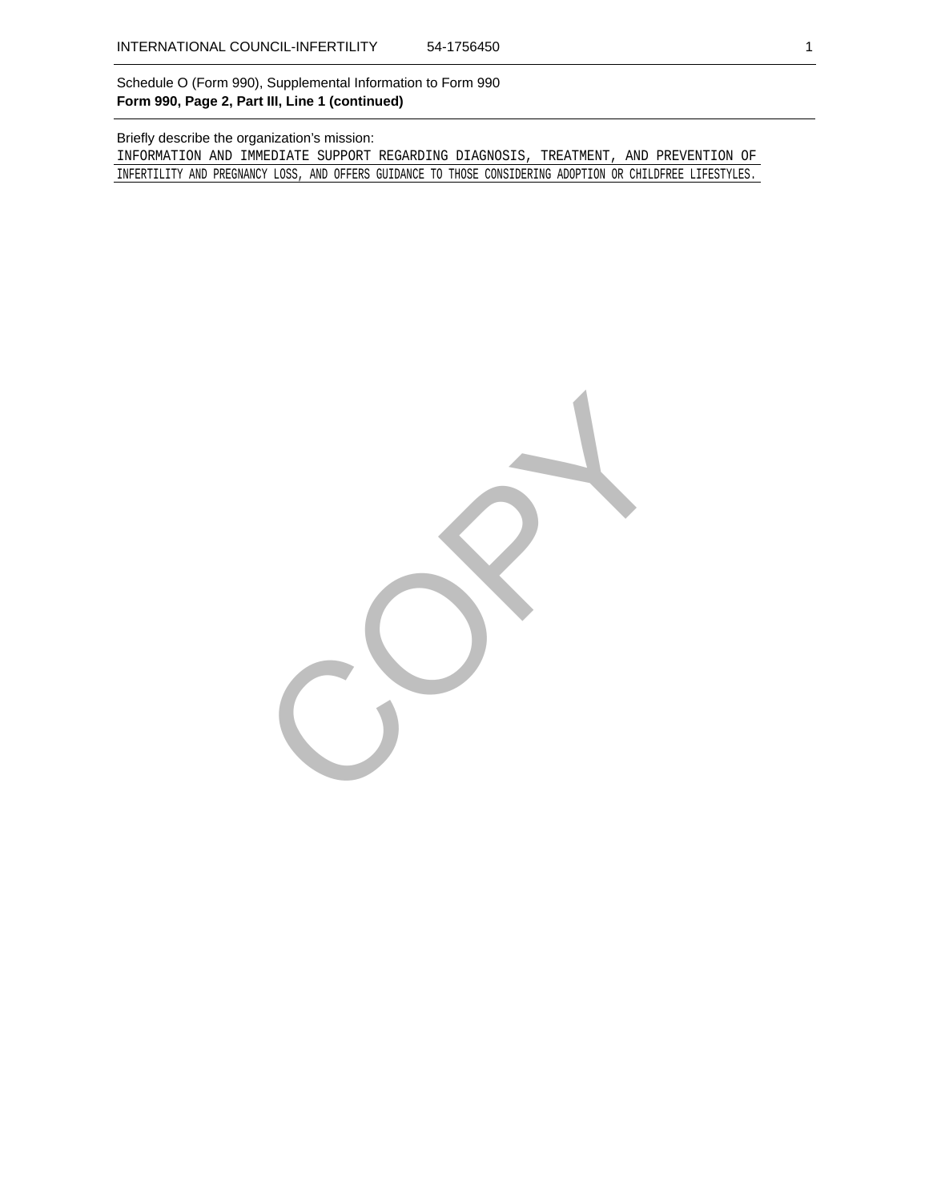Schedule O (Form 990), Supplemental Information to Form 990

**Form 990, Page 2, Part III, Line 1 (continued)**

Briefly describe the organization's mission:

INFORMATION AND IMMEDIATE SUPPORT REGARDING DIAGNOSIS, TREATMENT, AND PREVENTION OF INFERTILITY AND PREGNANCY LOSS, AND OFFERS GUIDANCE TO THOSE CONSIDERING ADOPTION OR CHILDFREE LIFESTYLES.